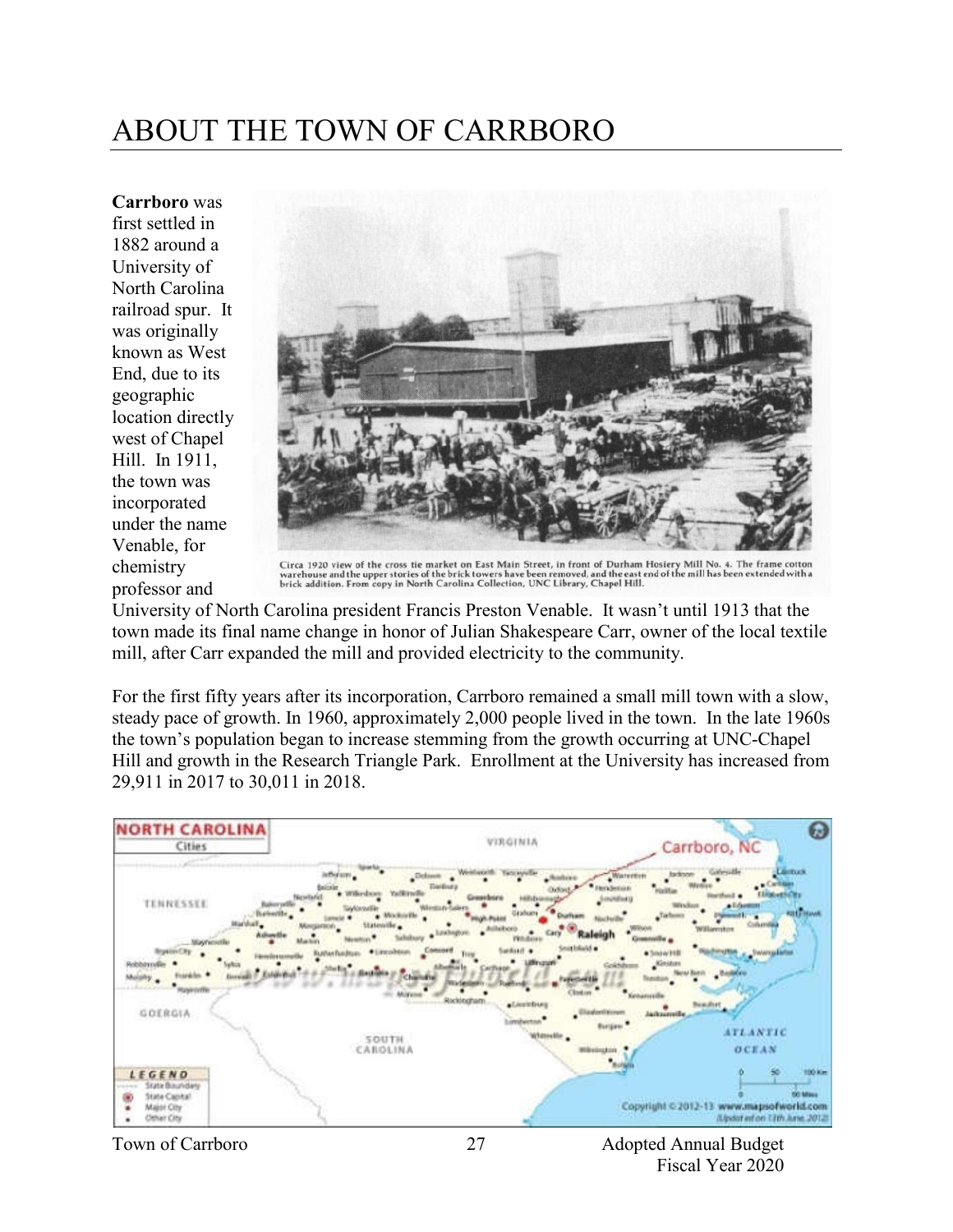# ABOUT THE TOWN OF CARRBORO

**Carrboro** was first settled in 1882 around a University of North Carolina railroad spur. It was originally known as West End, due to its geographic location directly west of Chapel Hill. In 1911, the town was incorporated under the name Venable, for chemistry professor and University of North Carolina president Francis Preston Venable. It wasn't until 1913 that the town made its final name change in honor of Julian Shakespeare Carr, owner of the local textile mill, after Carr expanded the mill and provided electricity to the community.

Circa 1920 view of the cross tie market on East Main Street, in front of Durham Hosiery Mill No. 4. The frame cotton warehouse and the upper stories of the brick towers have been removed, and the east end of the mill has been extended with a brick addition. From copy in North Carolina Collection, UNC Library, Chapel Hill.

For the first fifty years after its incorporation, Carrboro remained a small mill town with a slow, steady pace of growth. In 1960, approximately 2,000 people lived in the town. In the late 1960s the town's population began to increase stemming from the growth occurring at UNC-Chapel Hill and growth in the Research Triangle Park. Enrollment at the University has increased from 29,911 in 2017 to 30,011 in 2018.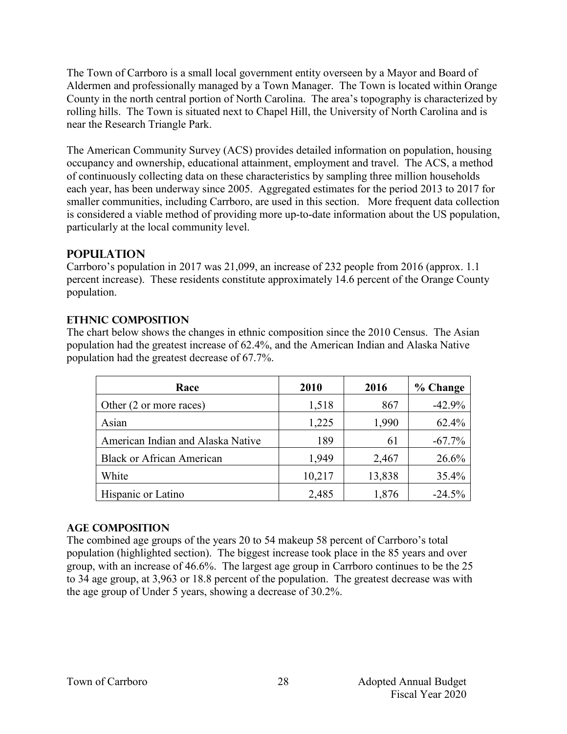The Town of Carrboro is a small local government entity overseen by a Mayor and Board of Aldermen and professionally managed by a Town Manager. The Town is located within Orange County in the north central portion of North Carolina. The area's topography is characterized by rolling hills. The Town is situated next to Chapel Hill, the University of North Carolina and is near the Research Triangle Park.

The American Community Survey (ACS) provides detailed information on population, housing occupancy and ownership, educational attainment, employment and travel. The ACS, a method of continuously collecting data on these characteristics by sampling three million households each year, has been underway since 2005. Aggregated estimates for the period 2013 to 2017 for smaller communities, including Carrboro, are used in this section. More frequent data collection is considered a viable method of providing more up-to-date information about the US population, particularly at the local community level.

## POPULATION

Carrboro's population in 2017 was 21,099, an increase of 232 people from 2016 (approx. 1.1 percent increase). These residents constitute approximately 14.6 percent of the Orange County population.

### ETHNIC COMPOSITION

The chart below shows the changes in ethnic composition since the 2010 Census. The Asian population had the greatest increase of 62.4%, and the American Indian and Alaska Native population had the greatest decrease of 67.7%.

| Race | 2010 | 2016 | % Change |
|---|---|---|---|
| Other (2 or more races) | 1,518 | 867 | -42.9% |
| Asian | 1,225 | 1,990 | 62.4% |
| American Indian and Alaska Native | 189 | 61 | -67.7% |
| Black or African American | 1,949 | 2,467 | 26.6% |
| White | 10,217 | 13,838 | 35.4% |
| Hispanic or Latino | 2,485 | 1,876 | -24.5% |

### AGE COMPOSITION

The combined age groups of the years 20 to 54 makeup 58 percent of Carrboro's total population (highlighted section). The biggest increase took place in the 85 years and over group, with an increase of 46.6%. The largest age group in Carrboro continues to be the 25 to 34 age group, at 3,963 or 18.8 percent of the population. The greatest decrease was with the age group of Under 5 years, showing a decrease of 30.2%.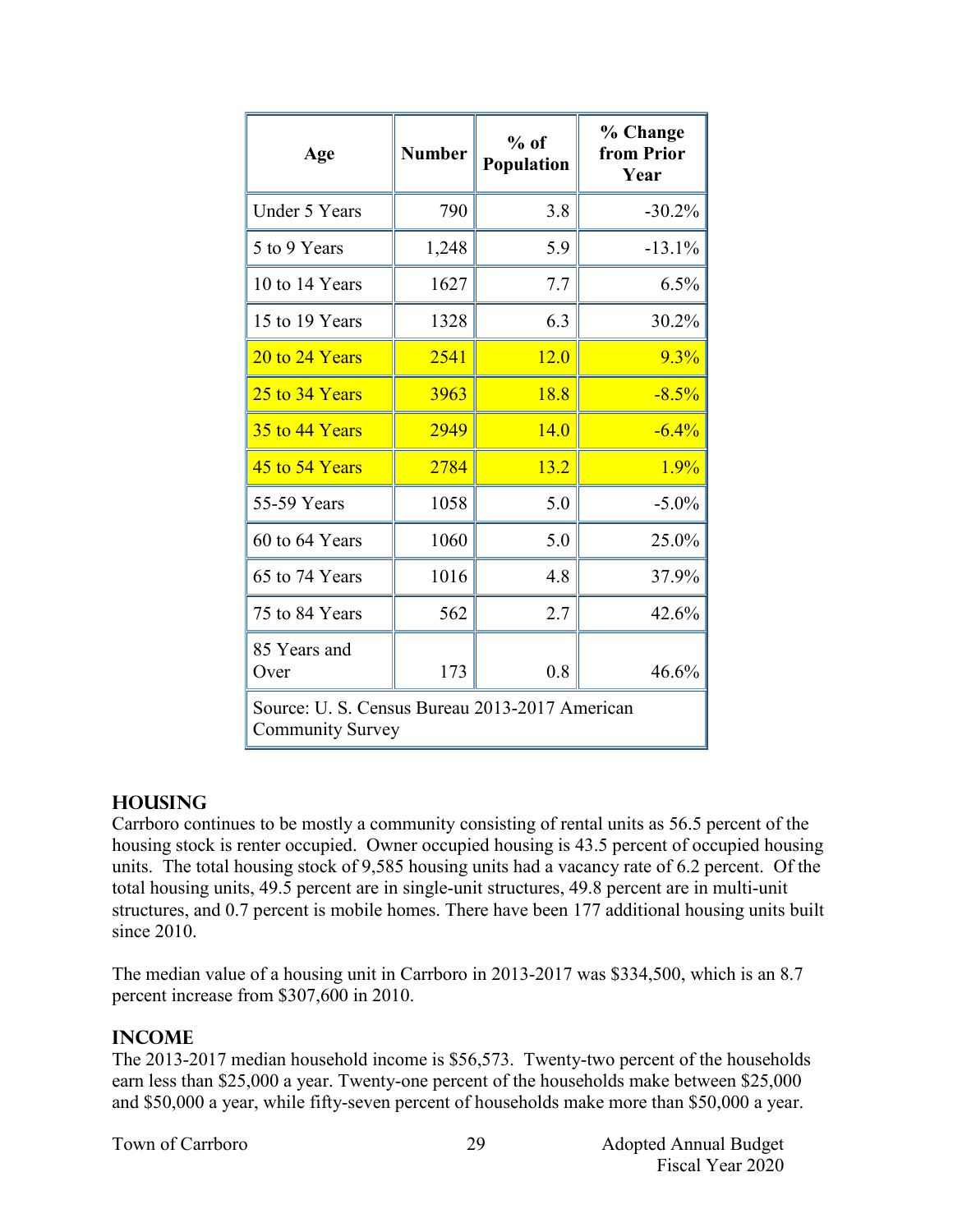| Age | Number | % of Population | % Change from Prior Year |
|---|---|---|---|
| Under 5 Years | 790 | 3.8 | -30.2% |
| 5 to 9 Years | 1,248 | 5.9 | -13.1% |
| 10 to 14 Years | 1627 | 7.7 | 6.5% |
| 15 to 19 Years | 1328 | 6.3 | 30.2% |
| 20 to 24 Years | 2541 | 12.0 | 9.3% |
| 25 to 34 Years | 3963 | 18.8 | -8.5% |
| 35 to 44 Years | 2949 | 14.0 | -6.4% |
| 45 to 54 Years | 2784 | 13.2 | 1.9% |
| 55-59 Years | 1058 | 5.0 | -5.0% |
| 60 to 64 Years | 1060 | 5.0 | 25.0% |
| 65 to 74 Years | 1016 | 4.8 | 37.9% |
| 75 to 84 Years | 562 | 2.7 | 42.6% |
| 85 Years and Over | 173 | 0.8 | 46.6% |
| Source: U. S. Census Bureau 2013-2017 American Community Survey | | | |

## HOUSING

Carrboro continues to be mostly a community consisting of rental units as 56.5 percent of the housing stock is renter occupied. Owner occupied housing is 43.5 percent of occupied housing units. The total housing stock of 9,585 housing units had a vacancy rate of 6.2 percent. Of the total housing units, 49.5 percent are in single-unit structures, 49.8 percent are in multi-unit structures, and 0.7 percent is mobile homes. There have been 177 additional housing units built since 2010.

The median value of a housing unit in Carrboro in 2013-2017 was $334,500, which is an 8.7 percent increase from $307,600 in 2010.

## INCOME

The 2013-2017 median household income is $56,573. Twenty-two percent of the households earn less than $25,000 a year. Twenty-one percent of the households make between $25,000 and $50,000 a year, while fifty-seven percent of households make more than $50,000 a year.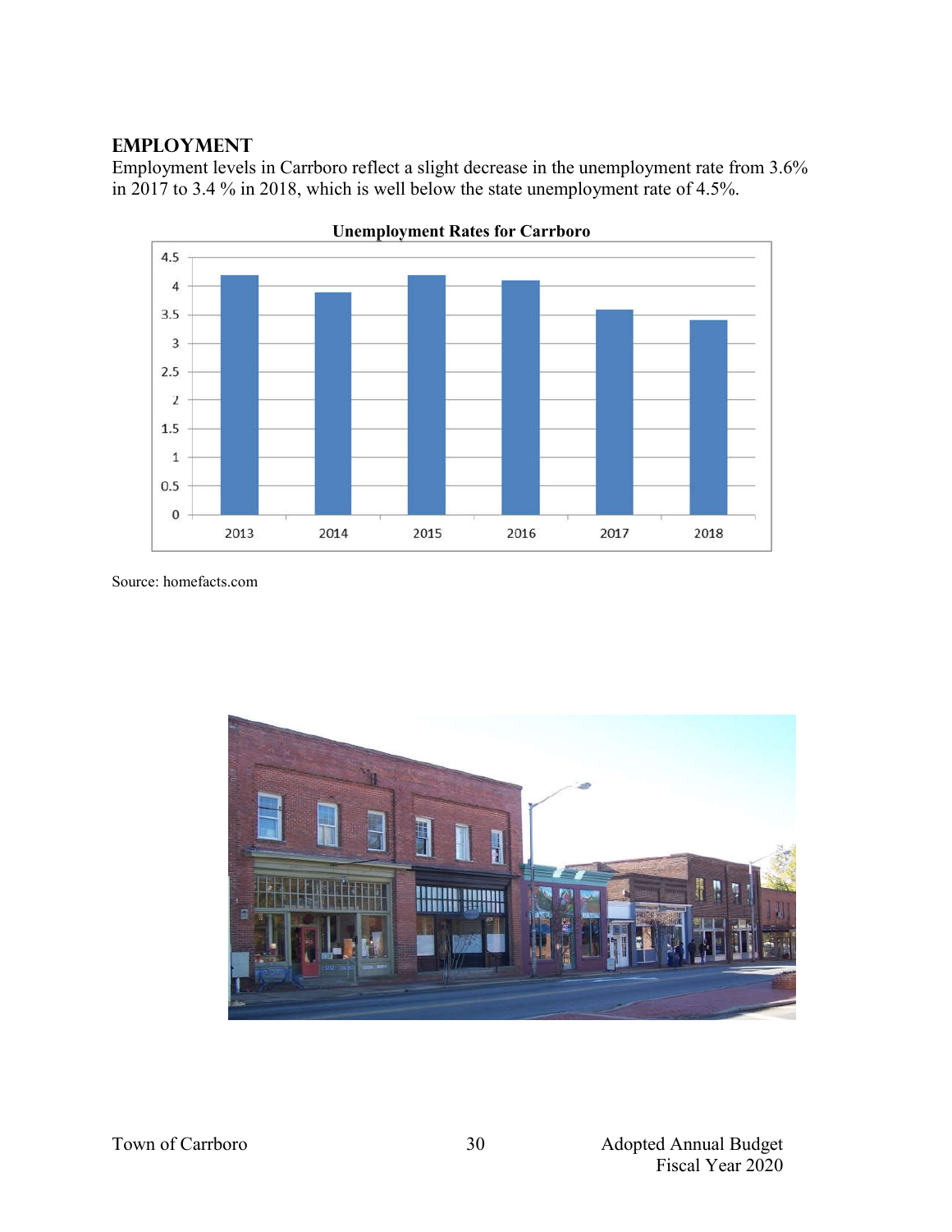## EMPLOYMENT

Employment levels in Carrboro reflect a slight decrease in the unemployment rate from 3.6% in 2017 to 3.4 % in 2018, which is well below the state unemployment rate of 4.5%.

**Unemployment Rates for Carrboro**

Source: homefacts.com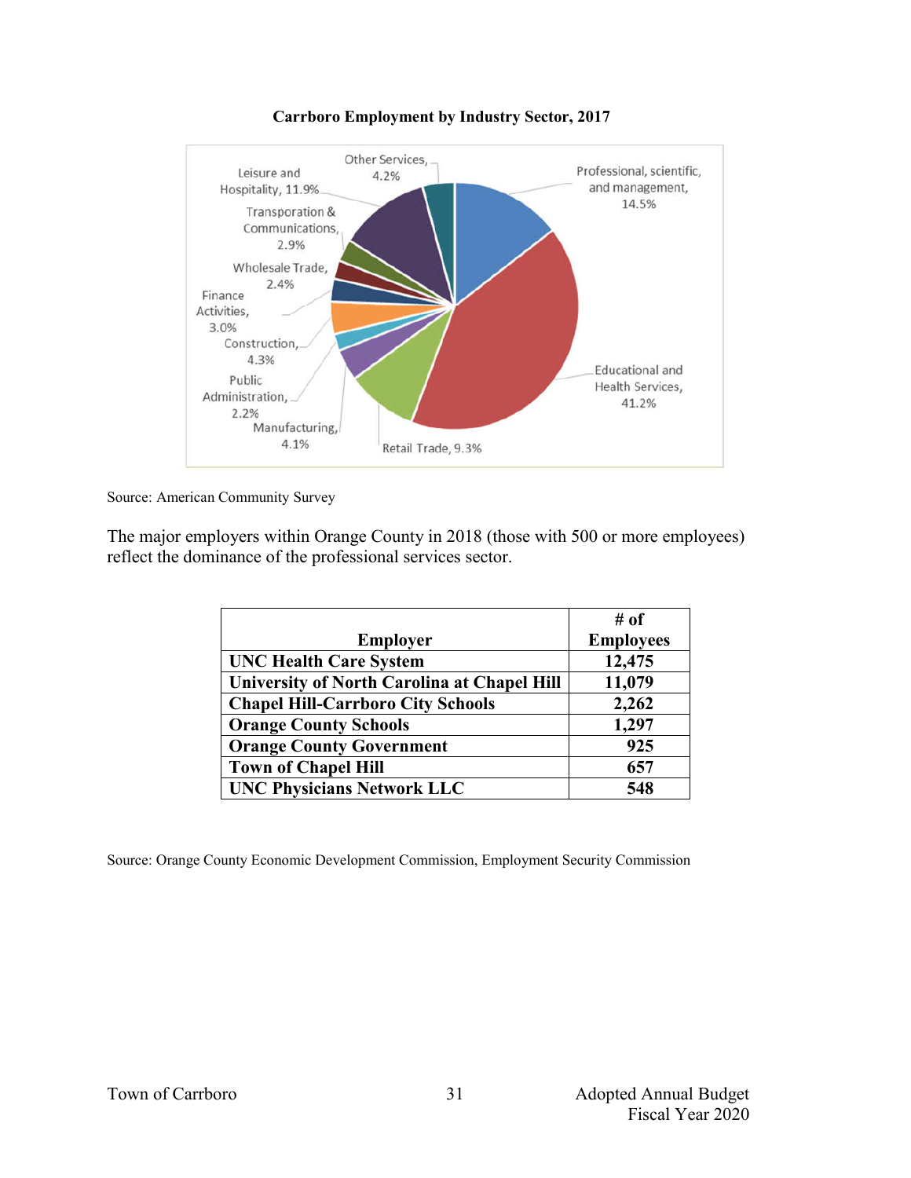**Carrboro Employment by Industry Sector, 2017**

Other Services, 4.2%

Leisure and Hospitality, 11.9%

Professional, scientific, and management, 14.5%

Transporation & Communications, 2.9%

Wholesale Trade, 2.4%

Finance Activities, 3.0%

Construction, 4.3%

Public Administration, 2.2%

Manufacturing, 4.1%

Retail Trade, 9.3%

Educational and Health Services, 41.2%

Source: American Community Survey

The major employers within Orange County in 2018 (those with 500 or more employees) reflect the dominance of the professional services sector.

| Employer | # of Employees |
|---|---|
| **UNC Health Care System** | **12,475** |
| **University of North Carolina at Chapel Hill** | **11,079** |
| **Chapel Hill-Carrboro City Schools** | **2,262** |
| **Orange County Schools** | **1,297** |
| **Orange County Government** | **925** |
| **Town of Chapel Hill** | **657** |
| **UNC Physicians Network LLC** | **548** |

Source: Orange County Economic Development Commission, Employment Security Commission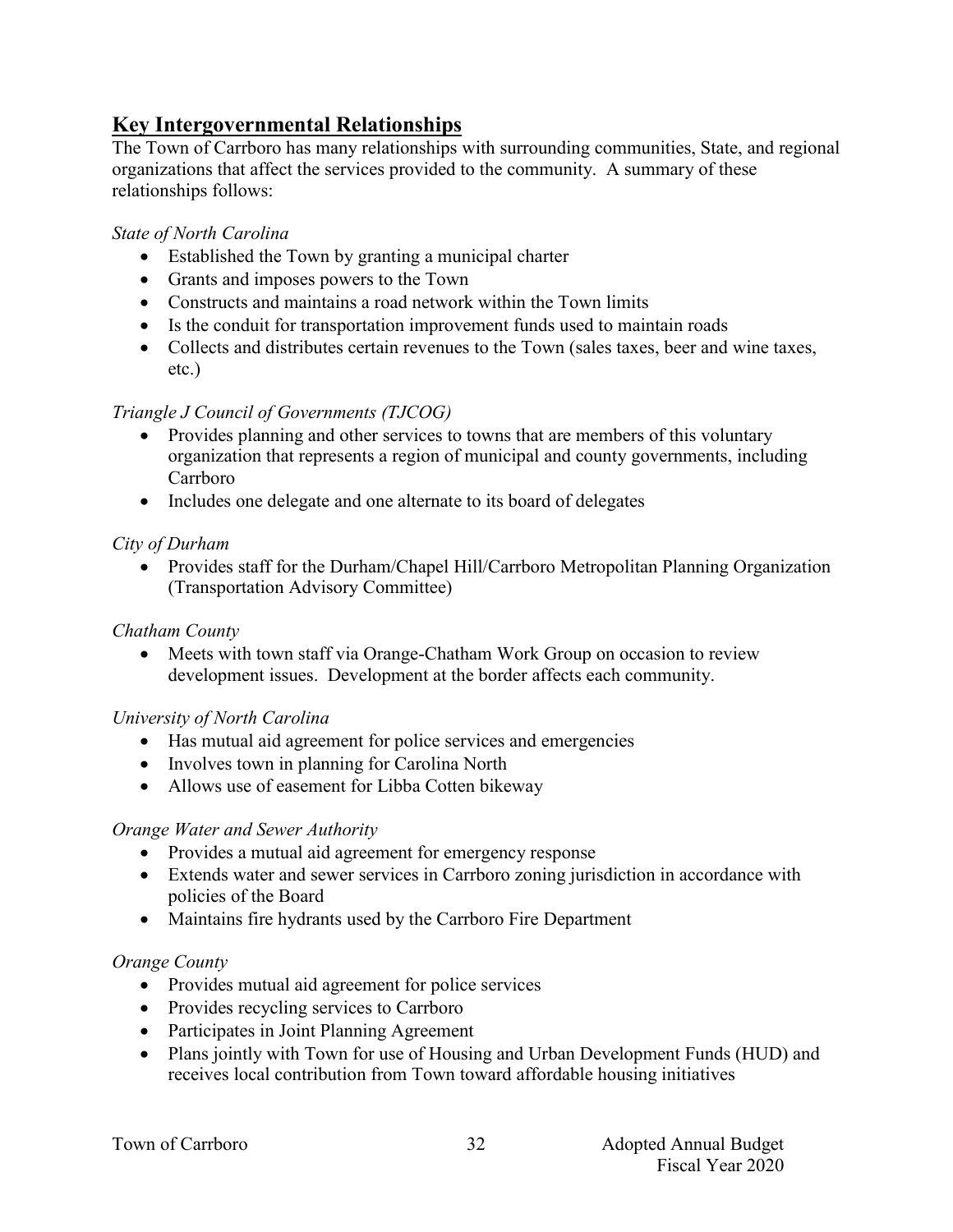## Key Intergovernmental Relationships

The Town of Carrboro has many relationships with surrounding communities, State, and regional organizations that affect the services provided to the community. A summary of these relationships follows:

*State of North Carolina*

- Established the Town by granting a municipal charter
- Grants and imposes powers to the Town
- Constructs and maintains a road network within the Town limits
- Is the conduit for transportation improvement funds used to maintain roads
- Collects and distributes certain revenues to the Town (sales taxes, beer and wine taxes, etc.)

*Triangle J Council of Governments (TJCOG)*

- Provides planning and other services to towns that are members of this voluntary organization that represents a region of municipal and county governments, including Carrboro
- Includes one delegate and one alternate to its board of delegates

*City of Durham*

- Provides staff for the Durham/Chapel Hill/Carrboro Metropolitan Planning Organization (Transportation Advisory Committee)

*Chatham County*

- Meets with town staff via Orange-Chatham Work Group on occasion to review development issues. Development at the border affects each community.

*University of North Carolina*

- Has mutual aid agreement for police services and emergencies
- Involves town in planning for Carolina North
- Allows use of easement for Libba Cotten bikeway

*Orange Water and Sewer Authority*

- Provides a mutual aid agreement for emergency response
- Extends water and sewer services in Carrboro zoning jurisdiction in accordance with policies of the Board
- Maintains fire hydrants used by the Carrboro Fire Department

*Orange County*

- Provides mutual aid agreement for police services
- Provides recycling services to Carrboro
- Participates in Joint Planning Agreement
- Plans jointly with Town for use of Housing and Urban Development Funds (HUD) and receives local contribution from Town toward affordable housing initiatives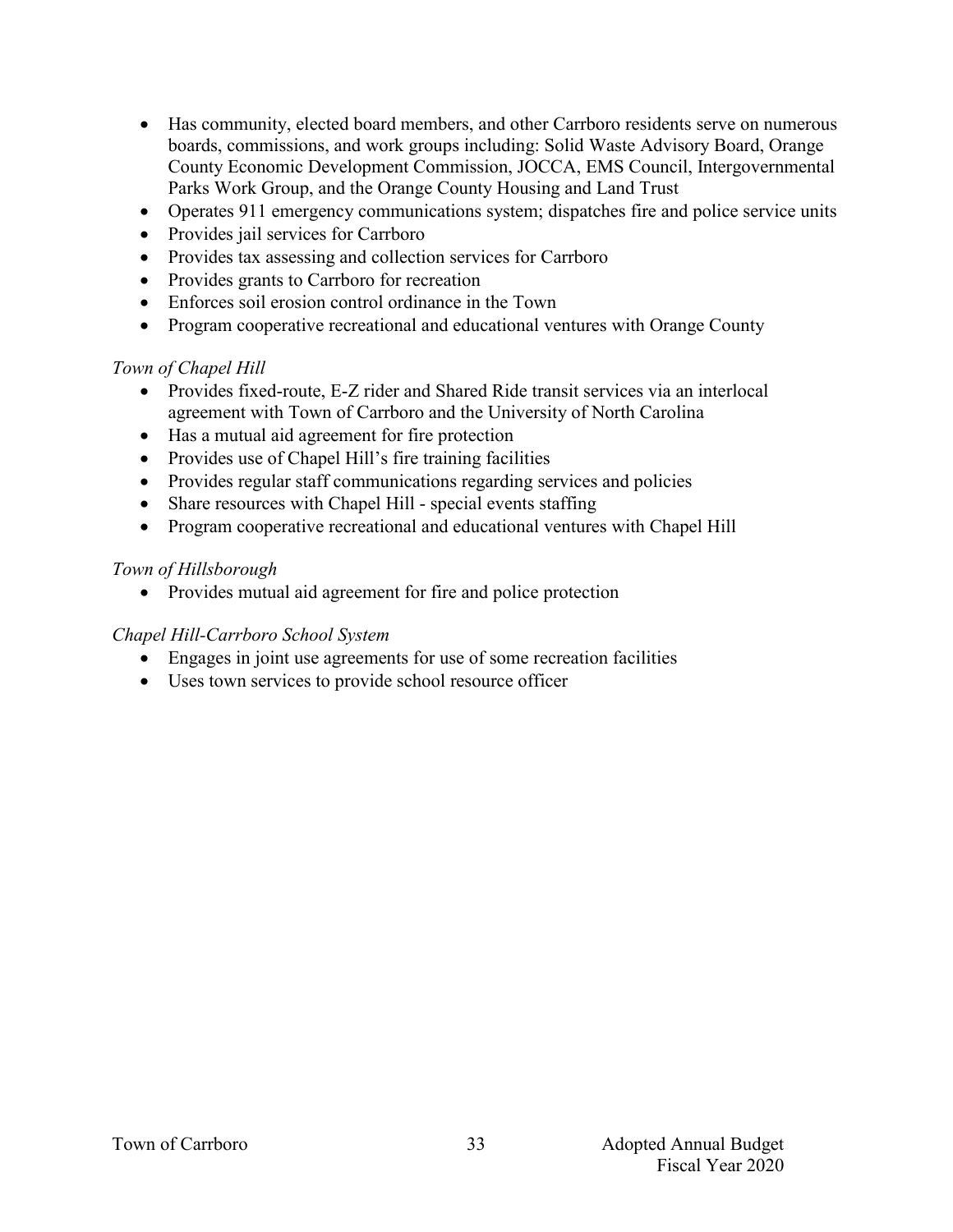- Has community, elected board members, and other Carrboro residents serve on numerous boards, commissions, and work groups including: Solid Waste Advisory Board, Orange County Economic Development Commission, JOCCA, EMS Council, Intergovernmental Parks Work Group, and the Orange County Housing and Land Trust
- Operates 911 emergency communications system; dispatches fire and police service units
- Provides jail services for Carrboro
- Provides tax assessing and collection services for Carrboro
- Provides grants to Carrboro for recreation
- Enforces soil erosion control ordinance in the Town
- Program cooperative recreational and educational ventures with Orange County

*Town of Chapel Hill*

- Provides fixed-route, E-Z rider and Shared Ride transit services via an interlocal agreement with Town of Carrboro and the University of North Carolina
- Has a mutual aid agreement for fire protection
- Provides use of Chapel Hill's fire training facilities
- Provides regular staff communications regarding services and policies
- Share resources with Chapel Hill - special events staffing
- Program cooperative recreational and educational ventures with Chapel Hill

*Town of Hillsborough*

- Provides mutual aid agreement for fire and police protection

*Chapel Hill-Carrboro School System*

- Engages in joint use agreements for use of some recreation facilities
- Uses town services to provide school resource officer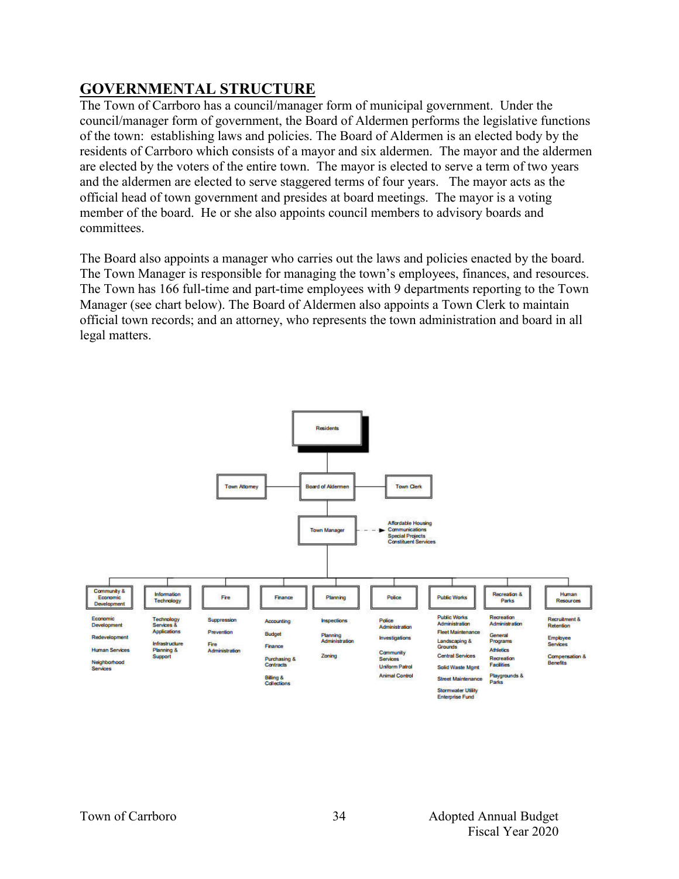## GOVERNMENTAL STRUCTURE

The Town of Carrboro has a council/manager form of municipal government. Under the council/manager form of government, the Board of Aldermen performs the legislative functions of the town: establishing laws and policies. The Board of Aldermen is an elected body by the residents of Carrboro which consists of a mayor and six aldermen. The mayor and the aldermen are elected by the voters of the entire town. The mayor is elected to serve a term of two years and the aldermen are elected to serve staggered terms of four years. The mayor acts as the official head of town government and presides at board meetings. The mayor is a voting member of the board. He or she also appoints council members to advisory boards and committees.

The Board also appoints a manager who carries out the laws and policies enacted by the board. The Town Manager is responsible for managing the town's employees, finances, and resources. The Town has 166 full-time and part-time employees with 9 departments reporting to the Town Manager (see chart below). The Board of Aldermen also appoints a Town Clerk to maintain official town records; and an attorney, who represents the town administration and board in all legal matters.

- Residents
  - Board of Aldermen
    - Town Attorney
    - Town Clerk
    - Town Manager
      - Affordable Housing, Communications, Special Projects, Constituent Services
      - Community & Economic Development: Economic Development; Redevelopment; Human Services; Neighborhood Services
      - Information Technology: Technology Services & Applications; Infrastructure Planning & Support
      - Fire: Suppression; Prevention; Fire Administration
      - Finance: Accounting; Budget; Finance; Purchasing & Contracts; Billing & Collections
      - Planning: Inspections; Planning Administration; Zoning
      - Police: Police Administration; Investigations; Community Services; Uniform Patrol; Animal Control
      - Public Works: Public Works Administration; Fleet Maintenance; Landscaping & Grounds; Central Services; Solid Waste Mgmt; Street Maintenance; Stormwater Utility Enterprise Fund
      - Recreation & Parks: Recreation Administration; General Programs; Athletics; Recreation Facilities; Playgrounds & Parks
      - Human Resources: Recruitment & Retention; Employee Services; Compensation & Benefits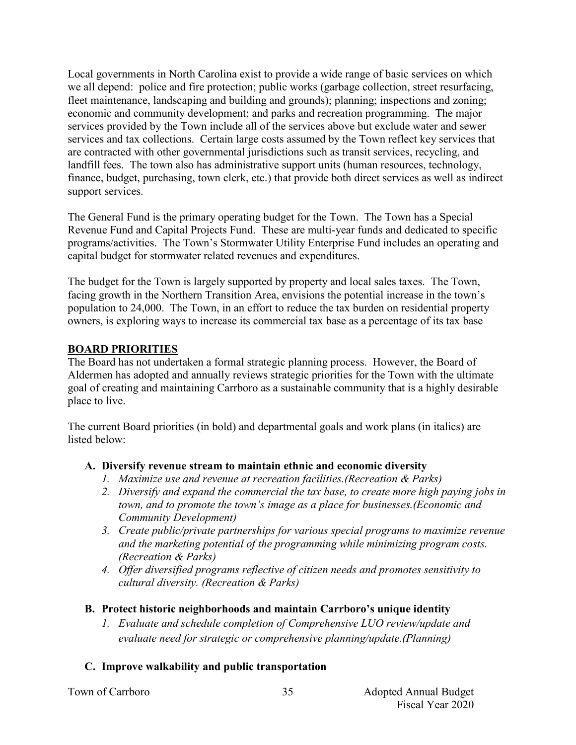Local governments in North Carolina exist to provide a wide range of basic services on which we all depend: police and fire protection; public works (garbage collection, street resurfacing, fleet maintenance, landscaping and building and grounds); planning; inspections and zoning; economic and community development; and parks and recreation programming. The major services provided by the Town include all of the services above but exclude water and sewer services and tax collections. Certain large costs assumed by the Town reflect key services that are contracted with other governmental jurisdictions such as transit services, recycling, and landfill fees. The town also has administrative support units (human resources, technology, finance, budget, purchasing, town clerk, etc.) that provide both direct services as well as indirect support services.

The General Fund is the primary operating budget for the Town. The Town has a Special Revenue Fund and Capital Projects Fund. These are multi-year funds and dedicated to specific programs/activities. The Town's Stormwater Utility Enterprise Fund includes an operating and capital budget for stormwater related revenues and expenditures.

The budget for the Town is largely supported by property and local sales taxes. The Town, facing growth in the Northern Transition Area, envisions the potential increase in the town's population to 24,000. The Town, in an effort to reduce the tax burden on residential property owners, is exploring ways to increase its commercial tax base as a percentage of its tax base

## BOARD PRIORITIES

The Board has not undertaken a formal strategic planning process. However, the Board of Aldermen has adopted and annually reviews strategic priorities for the Town with the ultimate goal of creating and maintaining Carrboro as a sustainable community that is a highly desirable place to live.

The current Board priorities (in bold) and departmental goals and work plans (in italics) are listed below:

**A. Diversify revenue stream to maintain ethnic and economic diversity**

1. *Maximize use and revenue at recreation facilities.(Recreation & Parks)*
2. *Diversify and expand the commercial the tax base, to create more high paying jobs in town, and to promote the town's image as a place for businesses.(Economic and Community Development)*
3. *Create public/private partnerships for various special programs to maximize revenue and the marketing potential of the programming while minimizing program costs. (Recreation & Parks)*
4. *Offer diversified programs reflective of citizen needs and promotes sensitivity to cultural diversity. (Recreation & Parks)*

**B. Protect historic neighborhoods and maintain Carrboro's unique identity**

1. *Evaluate and schedule completion of Comprehensive LUO review/update and evaluate need for strategic or comprehensive planning/update.(Planning)*

**C. Improve walkability and public transportation**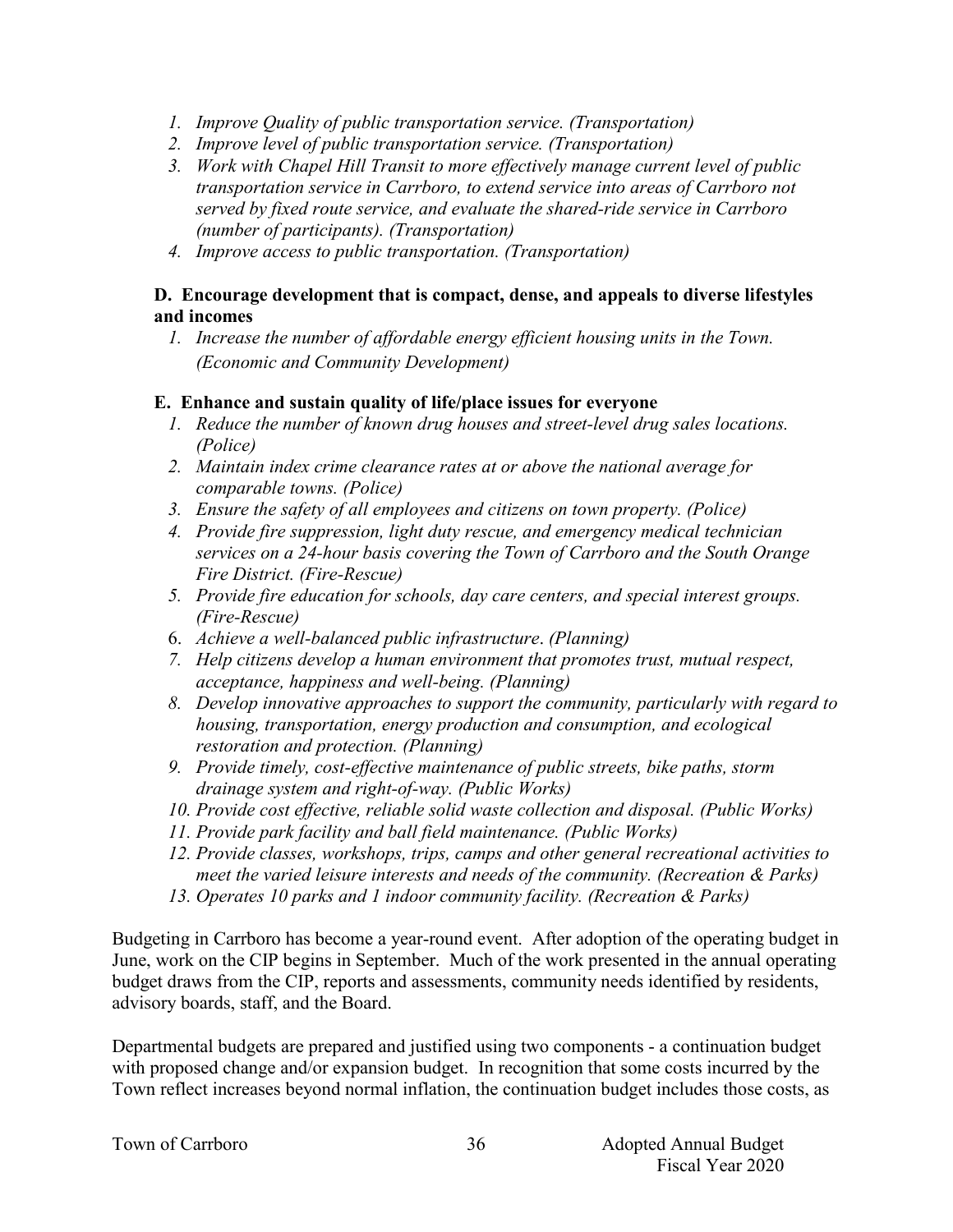1. *Improve Quality of public transportation service. (Transportation)*
2. *Improve level of public transportation service. (Transportation)*
3. *Work with Chapel Hill Transit to more effectively manage current level of public transportation service in Carrboro, to extend service into areas of Carrboro not served by fixed route service, and evaluate the shared-ride service in Carrboro (number of participants). (Transportation)*
4. *Improve access to public transportation. (Transportation)*

**D. Encourage development that is compact, dense, and appeals to diverse lifestyles and incomes**

1. *Increase the number of affordable energy efficient housing units in the Town. (Economic and Community Development)*

**E. Enhance and sustain quality of life/place issues for everyone**

1. *Reduce the number of known drug houses and street-level drug sales locations. (Police)*
2. *Maintain index crime clearance rates at or above the national average for comparable towns. (Police)*
3. *Ensure the safety of all employees and citizens on town property. (Police)*
4. *Provide fire suppression, light duty rescue, and emergency medical technician services on a 24-hour basis covering the Town of Carrboro and the South Orange Fire District. (Fire-Rescue)*
5. *Provide fire education for schools, day care centers, and special interest groups. (Fire-Rescue)*
6. *Achieve a well-balanced public infrastructure. (Planning)*
7. *Help citizens develop a human environment that promotes trust, mutual respect, acceptance, happiness and well-being. (Planning)*
8. *Develop innovative approaches to support the community, particularly with regard to housing, transportation, energy production and consumption, and ecological restoration and protection. (Planning)*
9. *Provide timely, cost-effective maintenance of public streets, bike paths, storm drainage system and right-of-way. (Public Works)*
10. *Provide cost effective, reliable solid waste collection and disposal. (Public Works)*
11. *Provide park facility and ball field maintenance. (Public Works)*
12. *Provide classes, workshops, trips, camps and other general recreational activities to meet the varied leisure interests and needs of the community. (Recreation & Parks)*
13. *Operates 10 parks and 1 indoor community facility. (Recreation & Parks)*

Budgeting in Carrboro has become a year-round event. After adoption of the operating budget in June, work on the CIP begins in September. Much of the work presented in the annual operating budget draws from the CIP, reports and assessments, community needs identified by residents, advisory boards, staff, and the Board.

Departmental budgets are prepared and justified using two components - a continuation budget with proposed change and/or expansion budget. In recognition that some costs incurred by the Town reflect increases beyond normal inflation, the continuation budget includes those costs, as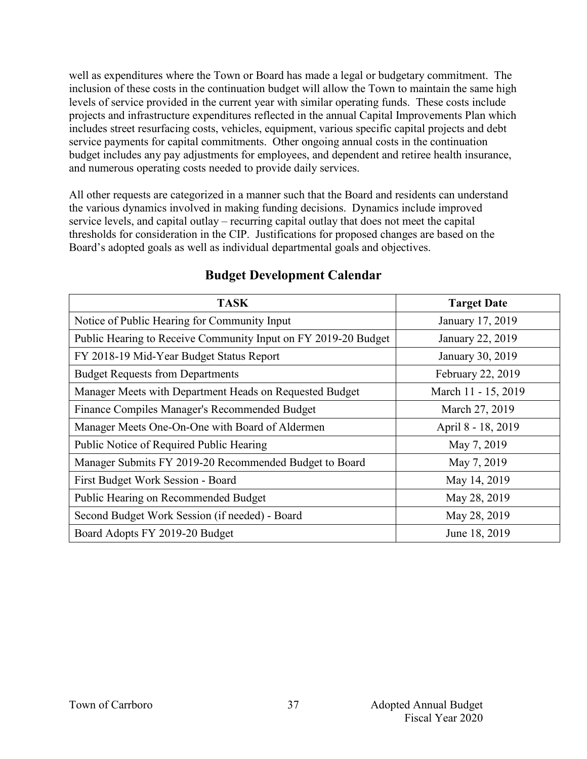well as expenditures where the Town or Board has made a legal or budgetary commitment. The inclusion of these costs in the continuation budget will allow the Town to maintain the same high levels of service provided in the current year with similar operating funds. These costs include projects and infrastructure expenditures reflected in the annual Capital Improvements Plan which includes street resurfacing costs, vehicles, equipment, various specific capital projects and debt service payments for capital commitments. Other ongoing annual costs in the continuation budget includes any pay adjustments for employees, and dependent and retiree health insurance, and numerous operating costs needed to provide daily services.

All other requests are categorized in a manner such that the Board and residents can understand the various dynamics involved in making funding decisions. Dynamics include improved service levels, and capital outlay – recurring capital outlay that does not meet the capital thresholds for consideration in the CIP. Justifications for proposed changes are based on the Board's adopted goals as well as individual departmental goals and objectives.

## Budget Development Calendar

| TASK | Target Date |
|---|---|
| Notice of Public Hearing for Community Input | January 17, 2019 |
| Public Hearing to Receive Community Input on FY 2019-20 Budget | January 22, 2019 |
| FY 2018-19 Mid-Year Budget Status Report | January 30, 2019 |
| Budget Requests from Departments | February 22, 2019 |
| Manager Meets with Department Heads on Requested Budget | March 11 - 15, 2019 |
| Finance Compiles Manager's Recommended Budget | March 27, 2019 |
| Manager Meets One-On-One with Board of Aldermen | April 8 - 18, 2019 |
| Public Notice of Required Public Hearing | May 7, 2019 |
| Manager Submits FY 2019-20 Recommended Budget to Board | May 7, 2019 |
| First Budget Work Session - Board | May 14, 2019 |
| Public Hearing on Recommended Budget | May 28, 2019 |
| Second Budget Work Session (if needed) - Board | May 28, 2019 |
| Board Adopts FY 2019-20 Budget | June 18, 2019 |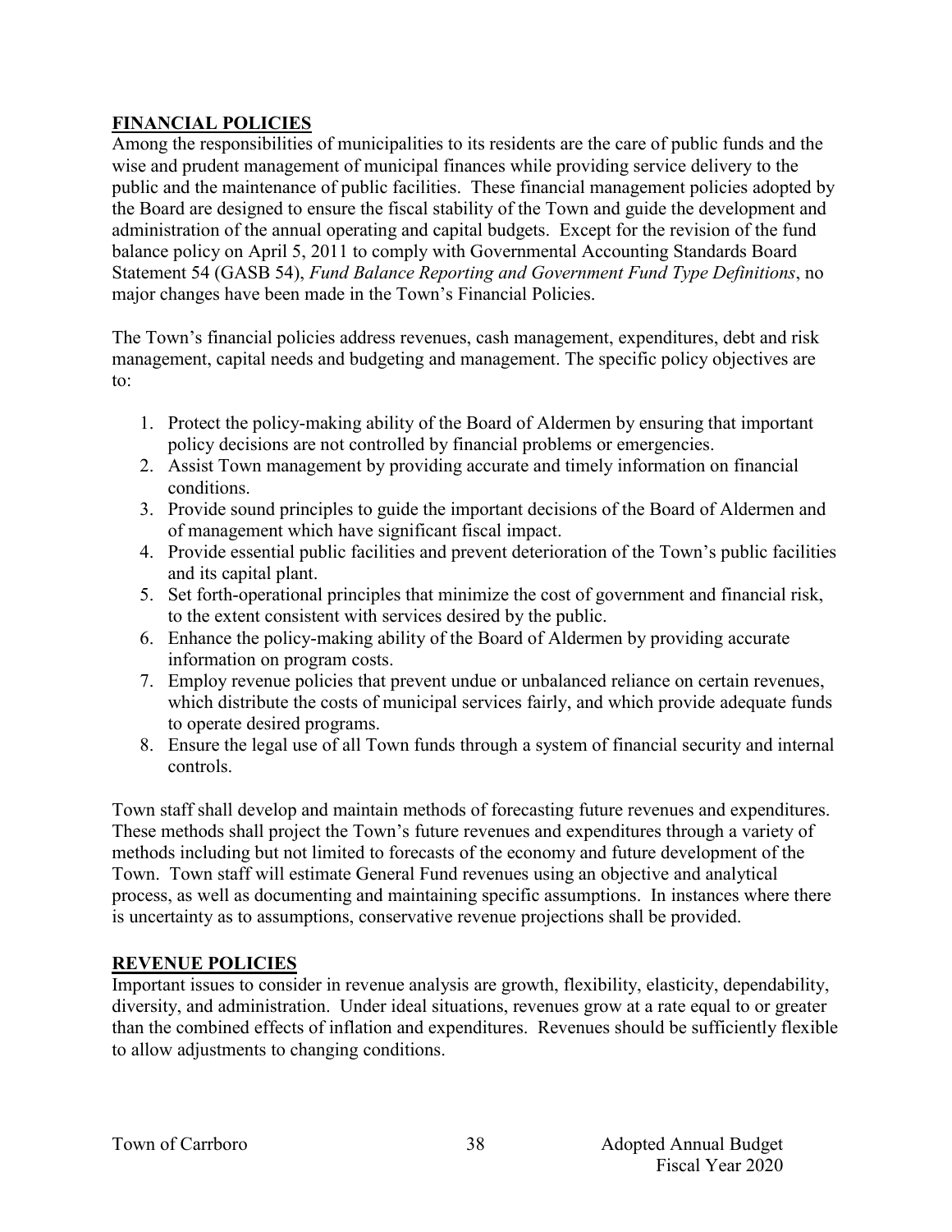## FINANCIAL POLICIES

Among the responsibilities of municipalities to its residents are the care of public funds and the wise and prudent management of municipal finances while providing service delivery to the public and the maintenance of public facilities. These financial management policies adopted by the Board are designed to ensure the fiscal stability of the Town and guide the development and administration of the annual operating and capital budgets. Except for the revision of the fund balance policy on April 5, 2011 to comply with Governmental Accounting Standards Board Statement 54 (GASB 54), *Fund Balance Reporting and Government Fund Type Definitions*, no major changes have been made in the Town's Financial Policies.

The Town's financial policies address revenues, cash management, expenditures, debt and risk management, capital needs and budgeting and management. The specific policy objectives are to:

1. Protect the policy-making ability of the Board of Aldermen by ensuring that important policy decisions are not controlled by financial problems or emergencies.
2. Assist Town management by providing accurate and timely information on financial conditions.
3. Provide sound principles to guide the important decisions of the Board of Aldermen and of management which have significant fiscal impact.
4. Provide essential public facilities and prevent deterioration of the Town's public facilities and its capital plant.
5. Set forth-operational principles that minimize the cost of government and financial risk, to the extent consistent with services desired by the public.
6. Enhance the policy-making ability of the Board of Aldermen by providing accurate information on program costs.
7. Employ revenue policies that prevent undue or unbalanced reliance on certain revenues, which distribute the costs of municipal services fairly, and which provide adequate funds to operate desired programs.
8. Ensure the legal use of all Town funds through a system of financial security and internal controls.

Town staff shall develop and maintain methods of forecasting future revenues and expenditures. These methods shall project the Town's future revenues and expenditures through a variety of methods including but not limited to forecasts of the economy and future development of the Town. Town staff will estimate General Fund revenues using an objective and analytical process, as well as documenting and maintaining specific assumptions. In instances where there is uncertainty as to assumptions, conservative revenue projections shall be provided.

## REVENUE POLICIES

Important issues to consider in revenue analysis are growth, flexibility, elasticity, dependability, diversity, and administration. Under ideal situations, revenues grow at a rate equal to or greater than the combined effects of inflation and expenditures. Revenues should be sufficiently flexible to allow adjustments to changing conditions.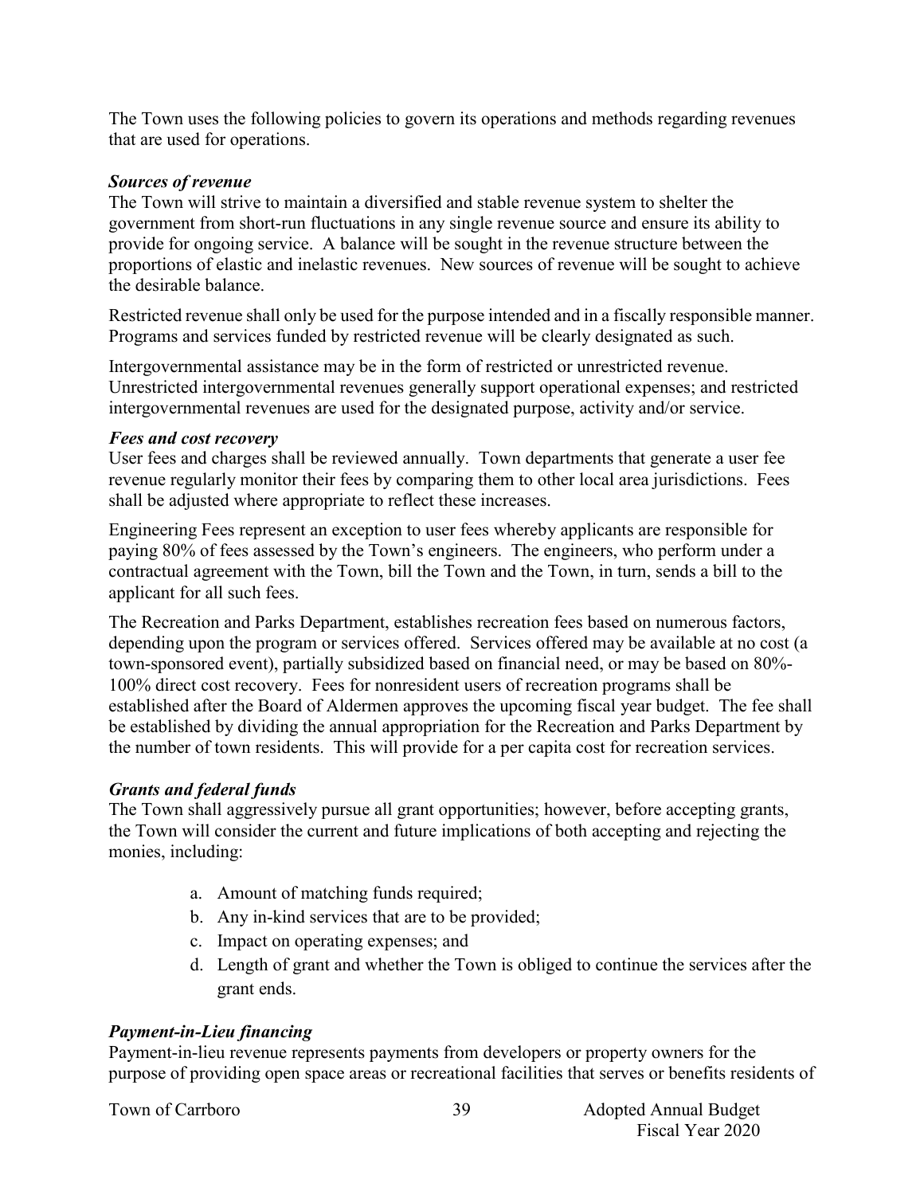The Town uses the following policies to govern its operations and methods regarding revenues that are used for operations.

***Sources of revenue***

The Town will strive to maintain a diversified and stable revenue system to shelter the government from short-run fluctuations in any single revenue source and ensure its ability to provide for ongoing service. A balance will be sought in the revenue structure between the proportions of elastic and inelastic revenues. New sources of revenue will be sought to achieve the desirable balance.

Restricted revenue shall only be used for the purpose intended and in a fiscally responsible manner. Programs and services funded by restricted revenue will be clearly designated as such.

Intergovernmental assistance may be in the form of restricted or unrestricted revenue. Unrestricted intergovernmental revenues generally support operational expenses; and restricted intergovernmental revenues are used for the designated purpose, activity and/or service.

***Fees and cost recovery***

User fees and charges shall be reviewed annually. Town departments that generate a user fee revenue regularly monitor their fees by comparing them to other local area jurisdictions. Fees shall be adjusted where appropriate to reflect these increases.

Engineering Fees represent an exception to user fees whereby applicants are responsible for paying 80% of fees assessed by the Town's engineers. The engineers, who perform under a contractual agreement with the Town, bill the Town and the Town, in turn, sends a bill to the applicant for all such fees.

The Recreation and Parks Department, establishes recreation fees based on numerous factors, depending upon the program or services offered. Services offered may be available at no cost (a town-sponsored event), partially subsidized based on financial need, or may be based on 80%-100% direct cost recovery. Fees for nonresident users of recreation programs shall be established after the Board of Aldermen approves the upcoming fiscal year budget. The fee shall be established by dividing the annual appropriation for the Recreation and Parks Department by the number of town residents. This will provide for a per capita cost for recreation services.

***Grants and federal funds***

The Town shall aggressively pursue all grant opportunities; however, before accepting grants, the Town will consider the current and future implications of both accepting and rejecting the monies, including:

a. Amount of matching funds required;
b. Any in-kind services that are to be provided;
c. Impact on operating expenses; and
d. Length of grant and whether the Town is obliged to continue the services after the grant ends.

***Payment-in-Lieu financing***

Payment-in-lieu revenue represents payments from developers or property owners for the purpose of providing open space areas or recreational facilities that serves or benefits residents of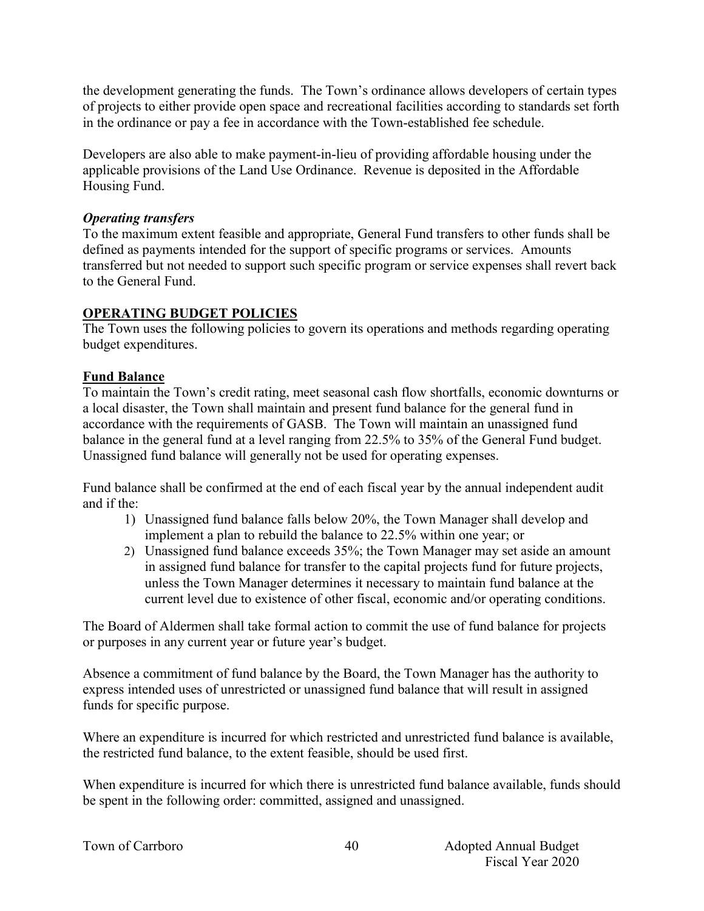the development generating the funds. The Town's ordinance allows developers of certain types of projects to either provide open space and recreational facilities according to standards set forth in the ordinance or pay a fee in accordance with the Town-established fee schedule.

Developers are also able to make payment-in-lieu of providing affordable housing under the applicable provisions of the Land Use Ordinance. Revenue is deposited in the Affordable Housing Fund.

***Operating transfers***

To the maximum extent feasible and appropriate, General Fund transfers to other funds shall be defined as payments intended for the support of specific programs or services. Amounts transferred but not needed to support such specific program or service expenses shall revert back to the General Fund.

## OPERATING BUDGET POLICIES

The Town uses the following policies to govern its operations and methods regarding operating budget expenditures.

### Fund Balance

To maintain the Town's credit rating, meet seasonal cash flow shortfalls, economic downturns or a local disaster, the Town shall maintain and present fund balance for the general fund in accordance with the requirements of GASB. The Town will maintain an unassigned fund balance in the general fund at a level ranging from 22.5% to 35% of the General Fund budget. Unassigned fund balance will generally not be used for operating expenses.

Fund balance shall be confirmed at the end of each fiscal year by the annual independent audit and if the:

1) Unassigned fund balance falls below 20%, the Town Manager shall develop and implement a plan to rebuild the balance to 22.5% within one year; or
2) Unassigned fund balance exceeds 35%; the Town Manager may set aside an amount in assigned fund balance for transfer to the capital projects fund for future projects, unless the Town Manager determines it necessary to maintain fund balance at the current level due to existence of other fiscal, economic and/or operating conditions.

The Board of Aldermen shall take formal action to commit the use of fund balance for projects or purposes in any current year or future year's budget.

Absence a commitment of fund balance by the Board, the Town Manager has the authority to express intended uses of unrestricted or unassigned fund balance that will result in assigned funds for specific purpose.

Where an expenditure is incurred for which restricted and unrestricted fund balance is available, the restricted fund balance, to the extent feasible, should be used first.

When expenditure is incurred for which there is unrestricted fund balance available, funds should be spent in the following order: committed, assigned and unassigned.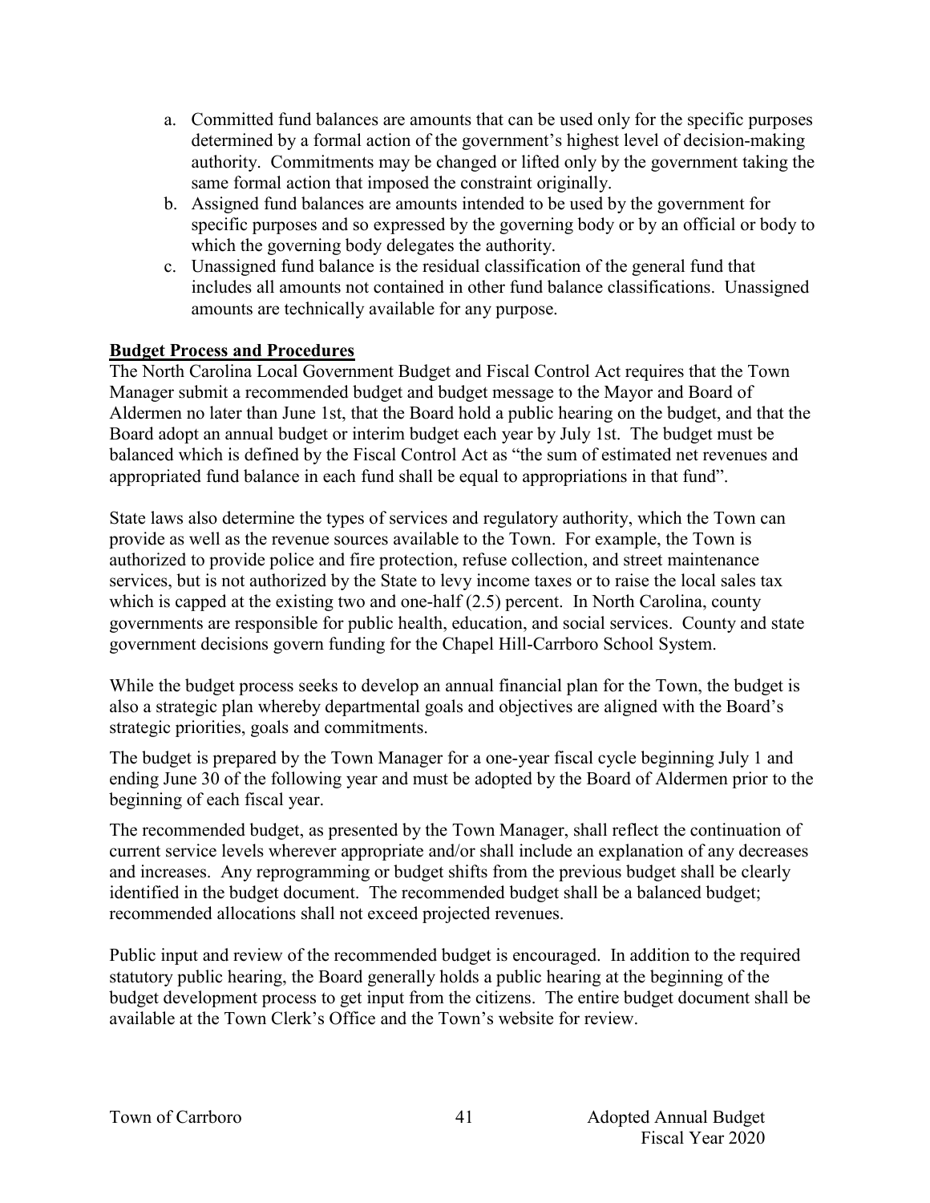a. Committed fund balances are amounts that can be used only for the specific purposes determined by a formal action of the government's highest level of decision-making authority. Commitments may be changed or lifted only by the government taking the same formal action that imposed the constraint originally.
b. Assigned fund balances are amounts intended to be used by the government for specific purposes and so expressed by the governing body or by an official or body to which the governing body delegates the authority.
c. Unassigned fund balance is the residual classification of the general fund that includes all amounts not contained in other fund balance classifications. Unassigned amounts are technically available for any purpose.

**Budget Process and Procedures**

The North Carolina Local Government Budget and Fiscal Control Act requires that the Town Manager submit a recommended budget and budget message to the Mayor and Board of Aldermen no later than June 1st, that the Board hold a public hearing on the budget, and that the Board adopt an annual budget or interim budget each year by July 1st. The budget must be balanced which is defined by the Fiscal Control Act as "the sum of estimated net revenues and appropriated fund balance in each fund shall be equal to appropriations in that fund".

State laws also determine the types of services and regulatory authority, which the Town can provide as well as the revenue sources available to the Town. For example, the Town is authorized to provide police and fire protection, refuse collection, and street maintenance services, but is not authorized by the State to levy income taxes or to raise the local sales tax which is capped at the existing two and one-half (2.5) percent. In North Carolina, county governments are responsible for public health, education, and social services. County and state government decisions govern funding for the Chapel Hill-Carrboro School System.

While the budget process seeks to develop an annual financial plan for the Town, the budget is also a strategic plan whereby departmental goals and objectives are aligned with the Board's strategic priorities, goals and commitments.

The budget is prepared by the Town Manager for a one-year fiscal cycle beginning July 1 and ending June 30 of the following year and must be adopted by the Board of Aldermen prior to the beginning of each fiscal year.

The recommended budget, as presented by the Town Manager, shall reflect the continuation of current service levels wherever appropriate and/or shall include an explanation of any decreases and increases. Any reprogramming or budget shifts from the previous budget shall be clearly identified in the budget document. The recommended budget shall be a balanced budget; recommended allocations shall not exceed projected revenues.

Public input and review of the recommended budget is encouraged. In addition to the required statutory public hearing, the Board generally holds a public hearing at the beginning of the budget development process to get input from the citizens. The entire budget document shall be available at the Town Clerk's Office and the Town's website for review.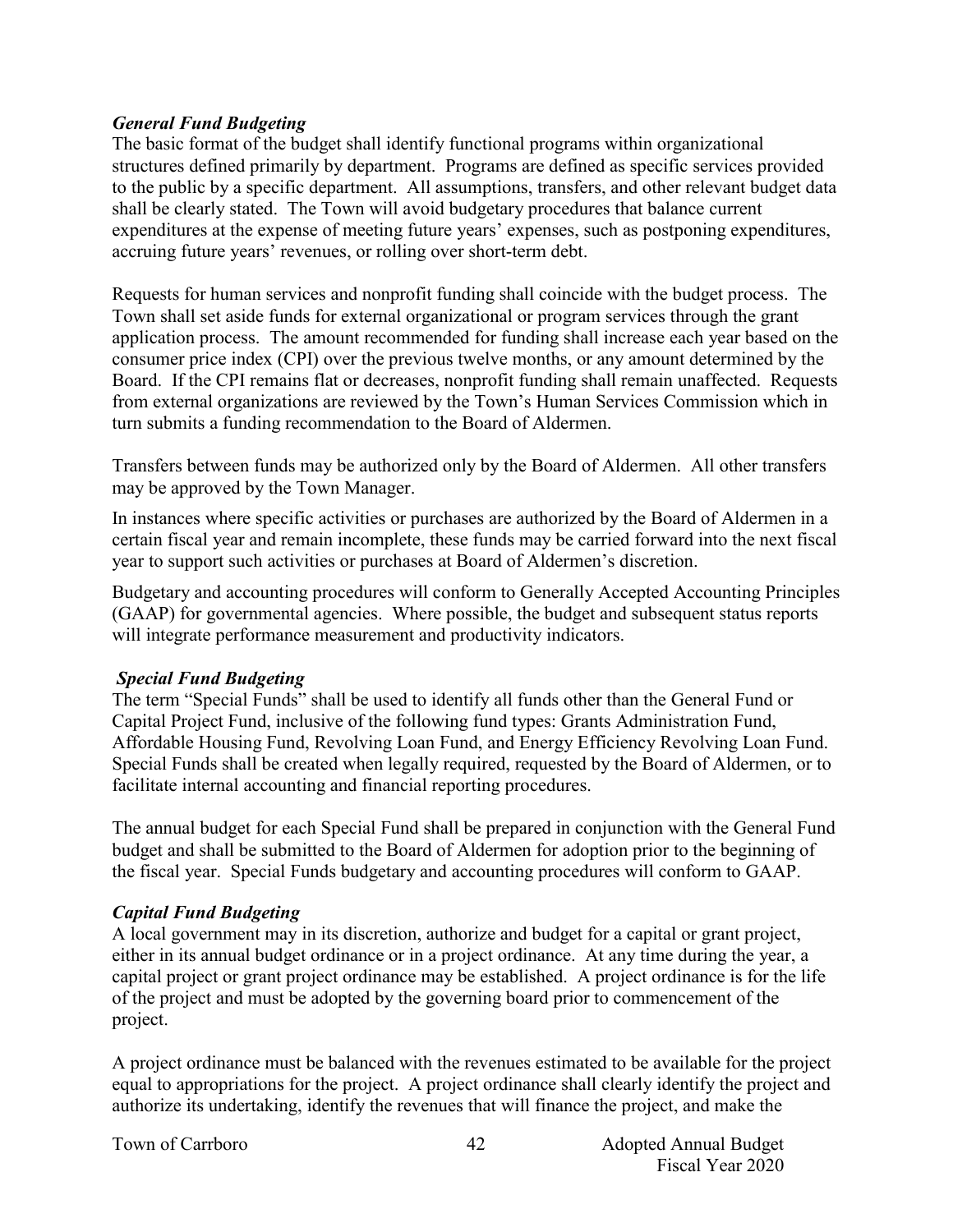### *General Fund Budgeting*

The basic format of the budget shall identify functional programs within organizational structures defined primarily by department. Programs are defined as specific services provided to the public by a specific department. All assumptions, transfers, and other relevant budget data shall be clearly stated. The Town will avoid budgetary procedures that balance current expenditures at the expense of meeting future years' expenses, such as postponing expenditures, accruing future years' revenues, or rolling over short-term debt.

Requests for human services and nonprofit funding shall coincide with the budget process. The Town shall set aside funds for external organizational or program services through the grant application process. The amount recommended for funding shall increase each year based on the consumer price index (CPI) over the previous twelve months, or any amount determined by the Board. If the CPI remains flat or decreases, nonprofit funding shall remain unaffected. Requests from external organizations are reviewed by the Town's Human Services Commission which in turn submits a funding recommendation to the Board of Aldermen.

Transfers between funds may be authorized only by the Board of Aldermen. All other transfers may be approved by the Town Manager.

In instances where specific activities or purchases are authorized by the Board of Aldermen in a certain fiscal year and remain incomplete, these funds may be carried forward into the next fiscal year to support such activities or purchases at Board of Aldermen's discretion.

Budgetary and accounting procedures will conform to Generally Accepted Accounting Principles (GAAP) for governmental agencies. Where possible, the budget and subsequent status reports will integrate performance measurement and productivity indicators.

### *Special Fund Budgeting*

The term "Special Funds" shall be used to identify all funds other than the General Fund or Capital Project Fund, inclusive of the following fund types: Grants Administration Fund, Affordable Housing Fund, Revolving Loan Fund, and Energy Efficiency Revolving Loan Fund. Special Funds shall be created when legally required, requested by the Board of Aldermen, or to facilitate internal accounting and financial reporting procedures.

The annual budget for each Special Fund shall be prepared in conjunction with the General Fund budget and shall be submitted to the Board of Aldermen for adoption prior to the beginning of the fiscal year. Special Funds budgetary and accounting procedures will conform to GAAP.

### *Capital Fund Budgeting*

A local government may in its discretion, authorize and budget for a capital or grant project, either in its annual budget ordinance or in a project ordinance. At any time during the year, a capital project or grant project ordinance may be established. A project ordinance is for the life of the project and must be adopted by the governing board prior to commencement of the project.

A project ordinance must be balanced with the revenues estimated to be available for the project equal to appropriations for the project. A project ordinance shall clearly identify the project and authorize its undertaking, identify the revenues that will finance the project, and make the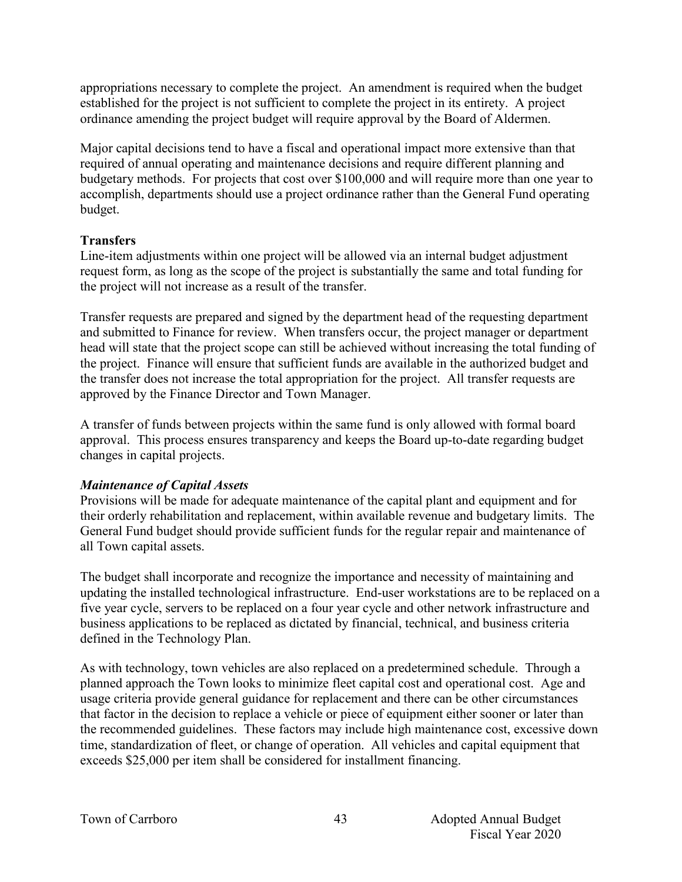appropriations necessary to complete the project. An amendment is required when the budget established for the project is not sufficient to complete the project in its entirety. A project ordinance amending the project budget will require approval by the Board of Aldermen.

Major capital decisions tend to have a fiscal and operational impact more extensive than that required of annual operating and maintenance decisions and require different planning and budgetary methods. For projects that cost over $100,000 and will require more than one year to accomplish, departments should use a project ordinance rather than the General Fund operating budget.

**Transfers**

Line-item adjustments within one project will be allowed via an internal budget adjustment request form, as long as the scope of the project is substantially the same and total funding for the project will not increase as a result of the transfer.

Transfer requests are prepared and signed by the department head of the requesting department and submitted to Finance for review. When transfers occur, the project manager or department head will state that the project scope can still be achieved without increasing the total funding of the project. Finance will ensure that sufficient funds are available in the authorized budget and the transfer does not increase the total appropriation for the project. All transfer requests are approved by the Finance Director and Town Manager.

A transfer of funds between projects within the same fund is only allowed with formal board approval. This process ensures transparency and keeps the Board up-to-date regarding budget changes in capital projects.

***Maintenance of Capital Assets***

Provisions will be made for adequate maintenance of the capital plant and equipment and for their orderly rehabilitation and replacement, within available revenue and budgetary limits. The General Fund budget should provide sufficient funds for the regular repair and maintenance of all Town capital assets.

The budget shall incorporate and recognize the importance and necessity of maintaining and updating the installed technological infrastructure. End-user workstations are to be replaced on a five year cycle, servers to be replaced on a four year cycle and other network infrastructure and business applications to be replaced as dictated by financial, technical, and business criteria defined in the Technology Plan.

As with technology, town vehicles are also replaced on a predetermined schedule. Through a planned approach the Town looks to minimize fleet capital cost and operational cost. Age and usage criteria provide general guidance for replacement and there can be other circumstances that factor in the decision to replace a vehicle or piece of equipment either sooner or later than the recommended guidelines. These factors may include high maintenance cost, excessive down time, standardization of fleet, or change of operation. All vehicles and capital equipment that exceeds $25,000 per item shall be considered for installment financing.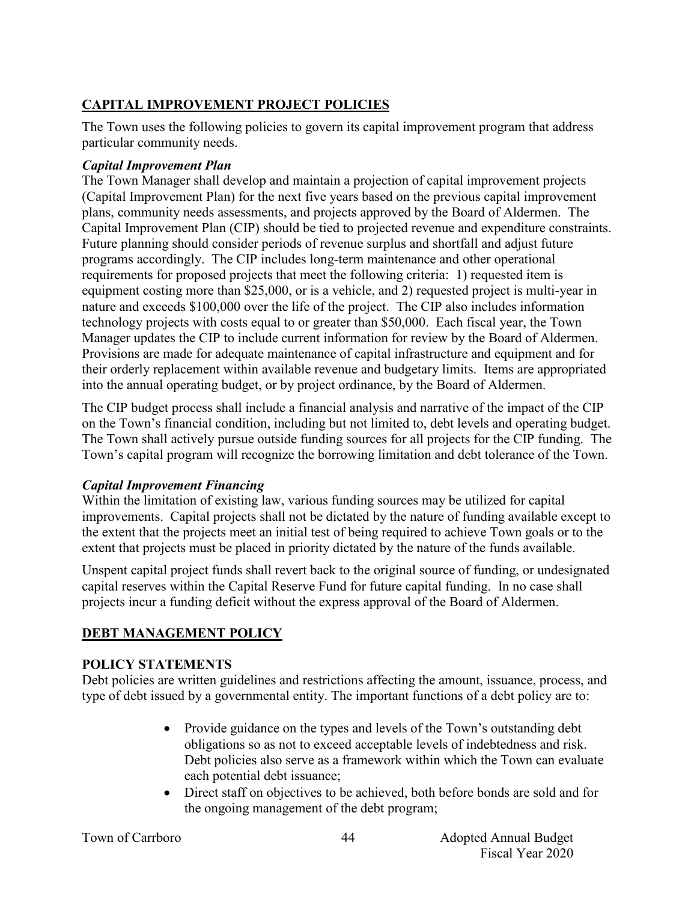## CAPITAL IMPROVEMENT PROJECT POLICIES

The Town uses the following policies to govern its capital improvement program that address particular community needs.

### *Capital Improvement Plan*

The Town Manager shall develop and maintain a projection of capital improvement projects (Capital Improvement Plan) for the next five years based on the previous capital improvement plans, community needs assessments, and projects approved by the Board of Aldermen. The Capital Improvement Plan (CIP) should be tied to projected revenue and expenditure constraints. Future planning should consider periods of revenue surplus and shortfall and adjust future programs accordingly. The CIP includes long-term maintenance and other operational requirements for proposed projects that meet the following criteria: 1) requested item is equipment costing more than $25,000, or is a vehicle, and 2) requested project is multi-year in nature and exceeds $100,000 over the life of the project. The CIP also includes information technology projects with costs equal to or greater than $50,000. Each fiscal year, the Town Manager updates the CIP to include current information for review by the Board of Aldermen. Provisions are made for adequate maintenance of capital infrastructure and equipment and for their orderly replacement within available revenue and budgetary limits. Items are appropriated into the annual operating budget, or by project ordinance, by the Board of Aldermen.

The CIP budget process shall include a financial analysis and narrative of the impact of the CIP on the Town's financial condition, including but not limited to, debt levels and operating budget. The Town shall actively pursue outside funding sources for all projects for the CIP funding. The Town's capital program will recognize the borrowing limitation and debt tolerance of the Town.

### *Capital Improvement Financing*

Within the limitation of existing law, various funding sources may be utilized for capital improvements. Capital projects shall not be dictated by the nature of funding available except to the extent that the projects meet an initial test of being required to achieve Town goals or to the extent that projects must be placed in priority dictated by the nature of the funds available.

Unspent capital project funds shall revert back to the original source of funding, or undesignated capital reserves within the Capital Reserve Fund for future capital funding. In no case shall projects incur a funding deficit without the express approval of the Board of Aldermen.

## DEBT MANAGEMENT POLICY

### POLICY STATEMENTS

Debt policies are written guidelines and restrictions affecting the amount, issuance, process, and type of debt issued by a governmental entity. The important functions of a debt policy are to:

- Provide guidance on the types and levels of the Town's outstanding debt obligations so as not to exceed acceptable levels of indebtedness and risk. Debt policies also serve as a framework within which the Town can evaluate each potential debt issuance;
- Direct staff on objectives to be achieved, both before bonds are sold and for the ongoing management of the debt program;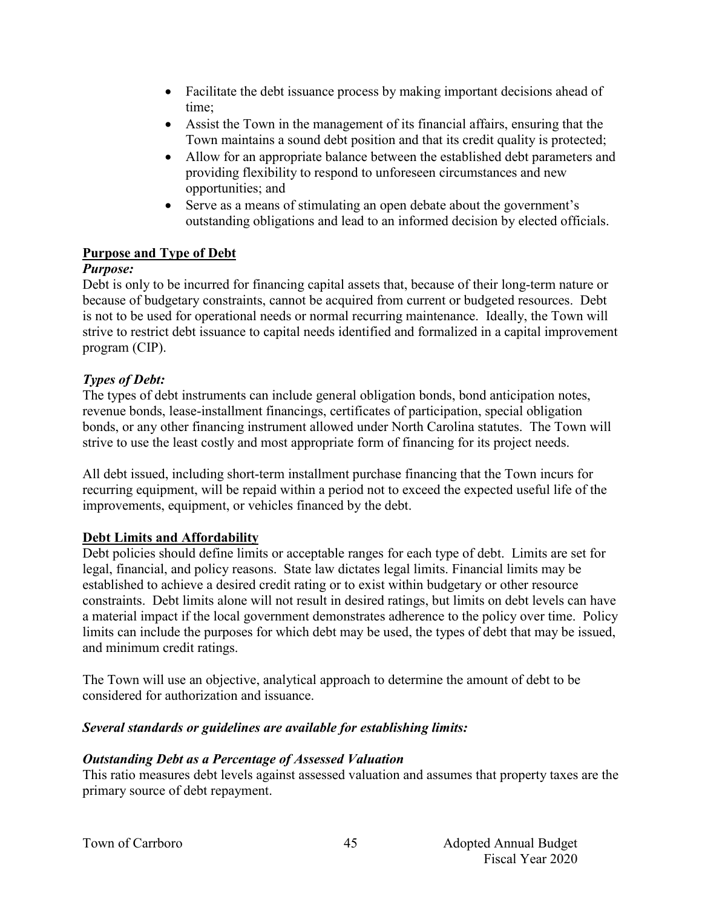- Facilitate the debt issuance process by making important decisions ahead of time;
- Assist the Town in the management of its financial affairs, ensuring that the Town maintains a sound debt position and that its credit quality is protected;
- Allow for an appropriate balance between the established debt parameters and providing flexibility to respond to unforeseen circumstances and new opportunities; and
- Serve as a means of stimulating an open debate about the government's outstanding obligations and lead to an informed decision by elected officials.

## Purpose and Type of Debt

***Purpose:***

Debt is only to be incurred for financing capital assets that, because of their long-term nature or because of budgetary constraints, cannot be acquired from current or budgeted resources. Debt is not to be used for operational needs or normal recurring maintenance. Ideally, the Town will strive to restrict debt issuance to capital needs identified and formalized in a capital improvement program (CIP).

***Types of Debt:***

The types of debt instruments can include general obligation bonds, bond anticipation notes, revenue bonds, lease-installment financings, certificates of participation, special obligation bonds, or any other financing instrument allowed under North Carolina statutes. The Town will strive to use the least costly and most appropriate form of financing for its project needs.

All debt issued, including short-term installment purchase financing that the Town incurs for recurring equipment, will be repaid within a period not to exceed the expected useful life of the improvements, equipment, or vehicles financed by the debt.

## Debt Limits and Affordability

Debt policies should define limits or acceptable ranges for each type of debt. Limits are set for legal, financial, and policy reasons. State law dictates legal limits. Financial limits may be established to achieve a desired credit rating or to exist within budgetary or other resource constraints. Debt limits alone will not result in desired ratings, but limits on debt levels can have a material impact if the local government demonstrates adherence to the policy over time. Policy limits can include the purposes for which debt may be used, the types of debt that may be issued, and minimum credit ratings.

The Town will use an objective, analytical approach to determine the amount of debt to be considered for authorization and issuance.

***Several standards or guidelines are available for establishing limits:***

***Outstanding Debt as a Percentage of Assessed Valuation***

This ratio measures debt levels against assessed valuation and assumes that property taxes are the primary source of debt repayment.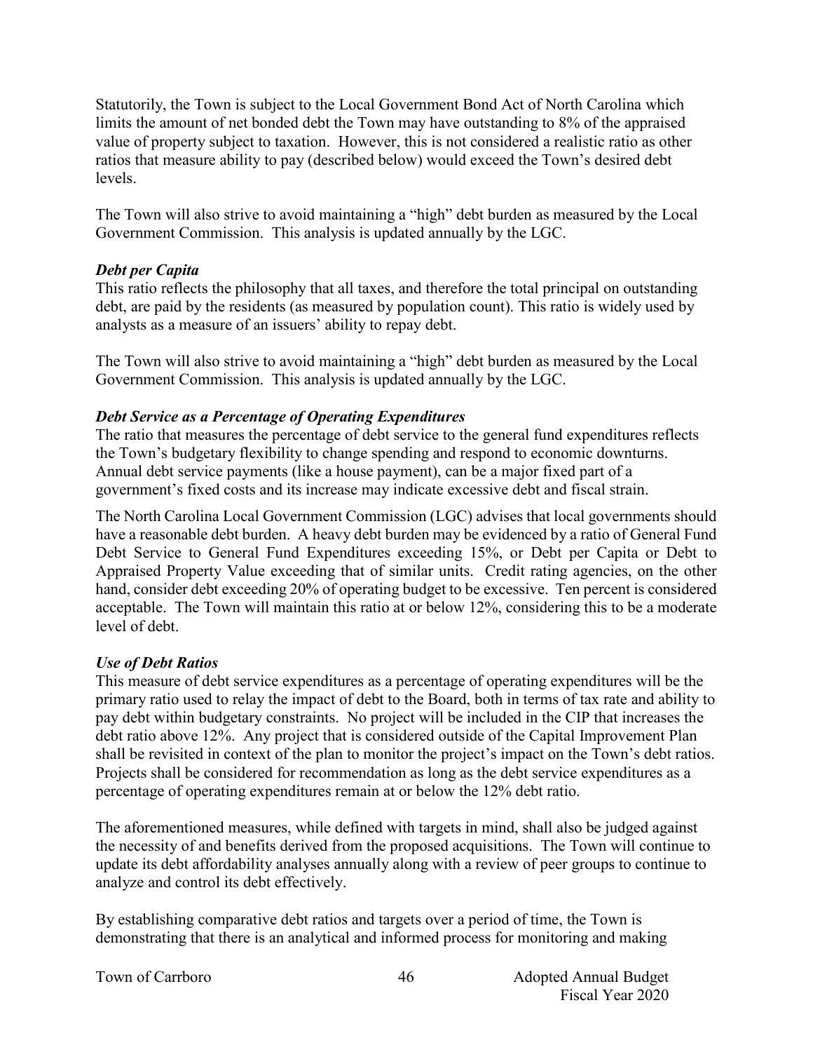Statutorily, the Town is subject to the Local Government Bond Act of North Carolina which limits the amount of net bonded debt the Town may have outstanding to 8% of the appraised value of property subject to taxation. However, this is not considered a realistic ratio as other ratios that measure ability to pay (described below) would exceed the Town's desired debt levels.

The Town will also strive to avoid maintaining a "high" debt burden as measured by the Local Government Commission. This analysis is updated annually by the LGC.

***Debt per Capita***

This ratio reflects the philosophy that all taxes, and therefore the total principal on outstanding debt, are paid by the residents (as measured by population count). This ratio is widely used by analysts as a measure of an issuers' ability to repay debt.

The Town will also strive to avoid maintaining a "high" debt burden as measured by the Local Government Commission. This analysis is updated annually by the LGC.

***Debt Service as a Percentage of Operating Expenditures***

The ratio that measures the percentage of debt service to the general fund expenditures reflects the Town's budgetary flexibility to change spending and respond to economic downturns. Annual debt service payments (like a house payment), can be a major fixed part of a government's fixed costs and its increase may indicate excessive debt and fiscal strain.

The North Carolina Local Government Commission (LGC) advises that local governments should have a reasonable debt burden. A heavy debt burden may be evidenced by a ratio of General Fund Debt Service to General Fund Expenditures exceeding 15%, or Debt per Capita or Debt to Appraised Property Value exceeding that of similar units. Credit rating agencies, on the other hand, consider debt exceeding 20% of operating budget to be excessive. Ten percent is considered acceptable. The Town will maintain this ratio at or below 12%, considering this to be a moderate level of debt.

***Use of Debt Ratios***

This measure of debt service expenditures as a percentage of operating expenditures will be the primary ratio used to relay the impact of debt to the Board, both in terms of tax rate and ability to pay debt within budgetary constraints. No project will be included in the CIP that increases the debt ratio above 12%. Any project that is considered outside of the Capital Improvement Plan shall be revisited in context of the plan to monitor the project's impact on the Town's debt ratios. Projects shall be considered for recommendation as long as the debt service expenditures as a percentage of operating expenditures remain at or below the 12% debt ratio.

The aforementioned measures, while defined with targets in mind, shall also be judged against the necessity of and benefits derived from the proposed acquisitions. The Town will continue to update its debt affordability analyses annually along with a review of peer groups to continue to analyze and control its debt effectively.

By establishing comparative debt ratios and targets over a period of time, the Town is demonstrating that there is an analytical and informed process for monitoring and making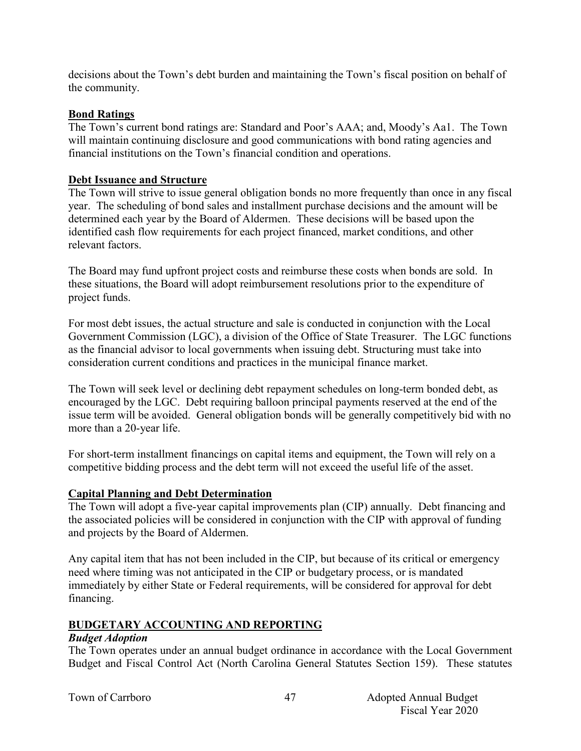decisions about the Town's debt burden and maintaining the Town's fiscal position on behalf of the community.

### Bond Ratings

The Town's current bond ratings are: Standard and Poor's AAA; and, Moody's Aa1. The Town will maintain continuing disclosure and good communications with bond rating agencies and financial institutions on the Town's financial condition and operations.

### Debt Issuance and Structure

The Town will strive to issue general obligation bonds no more frequently than once in any fiscal year. The scheduling of bond sales and installment purchase decisions and the amount will be determined each year by the Board of Aldermen. These decisions will be based upon the identified cash flow requirements for each project financed, market conditions, and other relevant factors.

The Board may fund upfront project costs and reimburse these costs when bonds are sold. In these situations, the Board will adopt reimbursement resolutions prior to the expenditure of project funds.

For most debt issues, the actual structure and sale is conducted in conjunction with the Local Government Commission (LGC), a division of the Office of State Treasurer. The LGC functions as the financial advisor to local governments when issuing debt. Structuring must take into consideration current conditions and practices in the municipal finance market.

The Town will seek level or declining debt repayment schedules on long-term bonded debt, as encouraged by the LGC. Debt requiring balloon principal payments reserved at the end of the issue term will be avoided. General obligation bonds will be generally competitively bid with no more than a 20-year life.

For short-term installment financings on capital items and equipment, the Town will rely on a competitive bidding process and the debt term will not exceed the useful life of the asset.

### Capital Planning and Debt Determination

The Town will adopt a five-year capital improvements plan (CIP) annually. Debt financing and the associated policies will be considered in conjunction with the CIP with approval of funding and projects by the Board of Aldermen.

Any capital item that has not been included in the CIP, but because of its critical or emergency need where timing was not anticipated in the CIP or budgetary process, or is mandated immediately by either State or Federal requirements, will be considered for approval for debt financing.

## BUDGETARY ACCOUNTING AND REPORTING

***Budget Adoption***

The Town operates under an annual budget ordinance in accordance with the Local Government Budget and Fiscal Control Act (North Carolina General Statutes Section 159). These statutes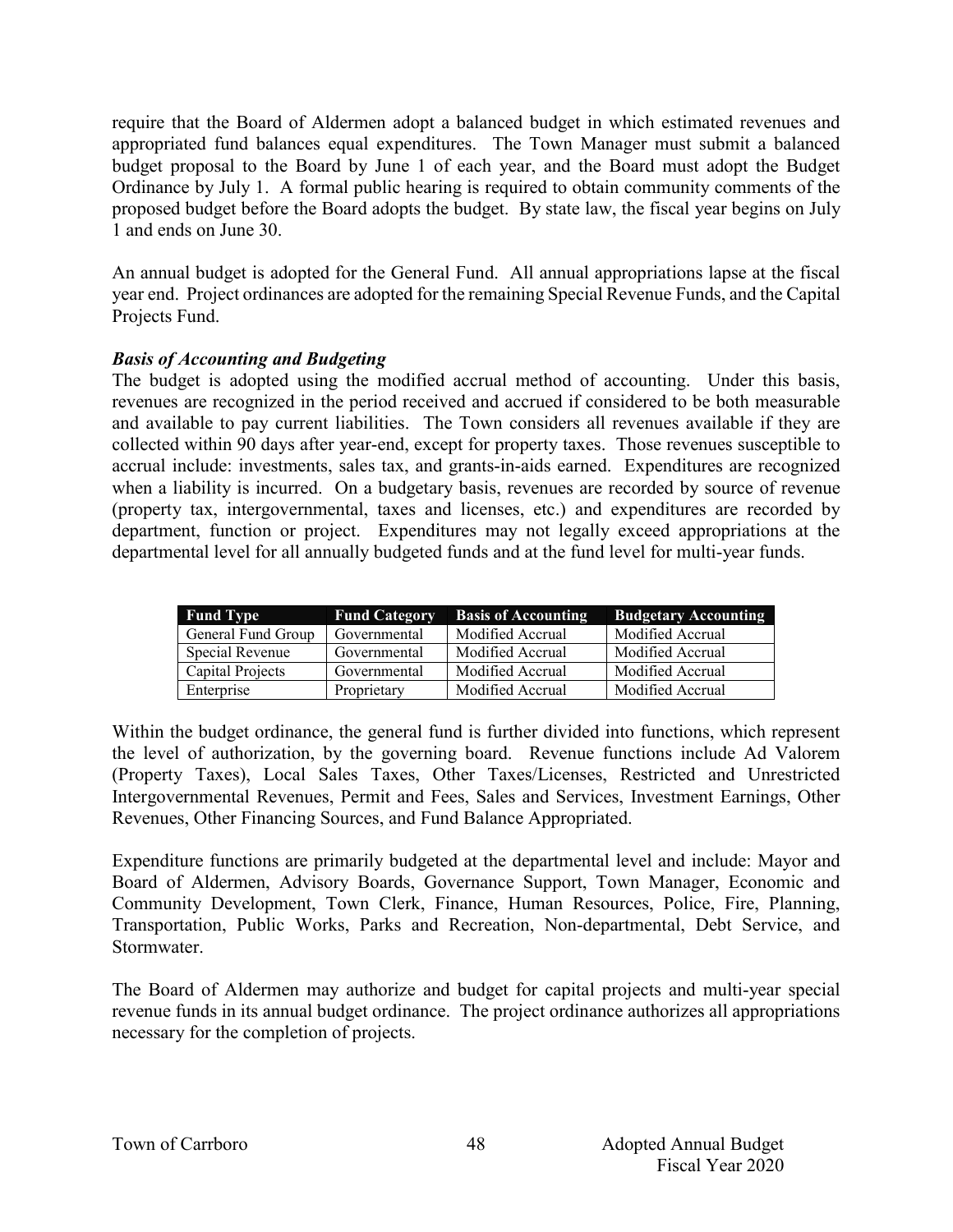require that the Board of Aldermen adopt a balanced budget in which estimated revenues and appropriated fund balances equal expenditures. The Town Manager must submit a balanced budget proposal to the Board by June 1 of each year, and the Board must adopt the Budget Ordinance by July 1. A formal public hearing is required to obtain community comments of the proposed budget before the Board adopts the budget. By state law, the fiscal year begins on July 1 and ends on June 30.

An annual budget is adopted for the General Fund. All annual appropriations lapse at the fiscal year end. Project ordinances are adopted for the remaining Special Revenue Funds, and the Capital Projects Fund.

***Basis of Accounting and Budgeting***

The budget is adopted using the modified accrual method of accounting. Under this basis, revenues are recognized in the period received and accrued if considered to be both measurable and available to pay current liabilities. The Town considers all revenues available if they are collected within 90 days after year-end, except for property taxes. Those revenues susceptible to accrual include: investments, sales tax, and grants-in-aids earned. Expenditures are recognized when a liability is incurred. On a budgetary basis, revenues are recorded by source of revenue (property tax, intergovernmental, taxes and licenses, etc.) and expenditures are recorded by department, function or project. Expenditures may not legally exceed appropriations at the departmental level for all annually budgeted funds and at the fund level for multi-year funds.

| Fund Type | Fund Category | Basis of Accounting | Budgetary Accounting |
|---|---|---|---|
| General Fund Group | Governmental | Modified Accrual | Modified Accrual |
| Special Revenue | Governmental | Modified Accrual | Modified Accrual |
| Capital Projects | Governmental | Modified Accrual | Modified Accrual |
| Enterprise | Proprietary | Modified Accrual | Modified Accrual |

Within the budget ordinance, the general fund is further divided into functions, which represent the level of authorization, by the governing board. Revenue functions include Ad Valorem (Property Taxes), Local Sales Taxes, Other Taxes/Licenses, Restricted and Unrestricted Intergovernmental Revenues, Permit and Fees, Sales and Services, Investment Earnings, Other Revenues, Other Financing Sources, and Fund Balance Appropriated.

Expenditure functions are primarily budgeted at the departmental level and include: Mayor and Board of Aldermen, Advisory Boards, Governance Support, Town Manager, Economic and Community Development, Town Clerk, Finance, Human Resources, Police, Fire, Planning, Transportation, Public Works, Parks and Recreation, Non-departmental, Debt Service, and Stormwater.

The Board of Aldermen may authorize and budget for capital projects and multi-year special revenue funds in its annual budget ordinance. The project ordinance authorizes all appropriations necessary for the completion of projects.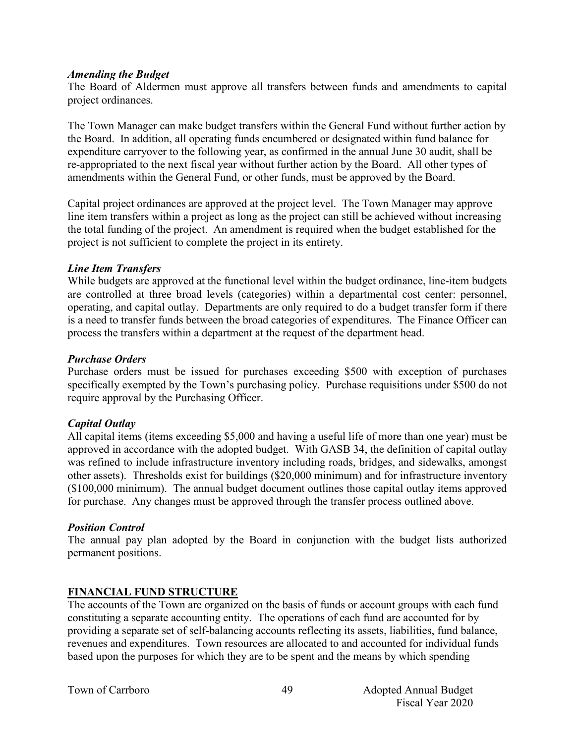### *Amending the Budget*

The Board of Aldermen must approve all transfers between funds and amendments to capital project ordinances.

The Town Manager can make budget transfers within the General Fund without further action by the Board. In addition, all operating funds encumbered or designated within fund balance for expenditure carryover to the following year, as confirmed in the annual June 30 audit, shall be re-appropriated to the next fiscal year without further action by the Board. All other types of amendments within the General Fund, or other funds, must be approved by the Board.

Capital project ordinances are approved at the project level. The Town Manager may approve line item transfers within a project as long as the project can still be achieved without increasing the total funding of the project. An amendment is required when the budget established for the project is not sufficient to complete the project in its entirety.

### *Line Item Transfers*

While budgets are approved at the functional level within the budget ordinance, line-item budgets are controlled at three broad levels (categories) within a departmental cost center: personnel, operating, and capital outlay. Departments are only required to do a budget transfer form if there is a need to transfer funds between the broad categories of expenditures. The Finance Officer can process the transfers within a department at the request of the department head.

### *Purchase Orders*

Purchase orders must be issued for purchases exceeding $500 with exception of purchases specifically exempted by the Town's purchasing policy. Purchase requisitions under $500 do not require approval by the Purchasing Officer.

### *Capital Outlay*

All capital items (items exceeding $5,000 and having a useful life of more than one year) must be approved in accordance with the adopted budget. With GASB 34, the definition of capital outlay was refined to include infrastructure inventory including roads, bridges, and sidewalks, amongst other assets). Thresholds exist for buildings ($20,000 minimum) and for infrastructure inventory ($100,000 minimum). The annual budget document outlines those capital outlay items approved for purchase. Any changes must be approved through the transfer process outlined above.

### *Position Control*

The annual pay plan adopted by the Board in conjunction with the budget lists authorized permanent positions.

## FINANCIAL FUND STRUCTURE

The accounts of the Town are organized on the basis of funds or account groups with each fund constituting a separate accounting entity. The operations of each fund are accounted for by providing a separate set of self-balancing accounts reflecting its assets, liabilities, fund balance, revenues and expenditures. Town resources are allocated to and accounted for individual funds based upon the purposes for which they are to be spent and the means by which spending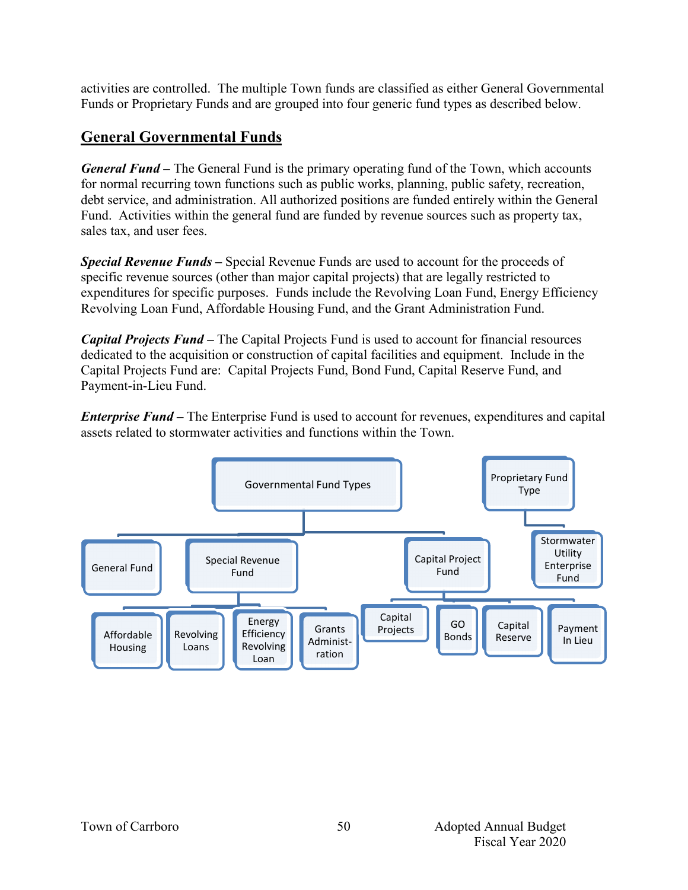activities are controlled. The multiple Town funds are classified as either General Governmental Funds or Proprietary Funds and are grouped into four generic fund types as described below.

## General Governmental Funds

***General Fund*** **–** The General Fund is the primary operating fund of the Town, which accounts for normal recurring town functions such as public works, planning, public safety, recreation, debt service, and administration. All authorized positions are funded entirely within the General Fund. Activities within the general fund are funded by revenue sources such as property tax, sales tax, and user fees.

***Special Revenue Funds*** **–** Special Revenue Funds are used to account for the proceeds of specific revenue sources (other than major capital projects) that are legally restricted to expenditures for specific purposes. Funds include the Revolving Loan Fund, Energy Efficiency Revolving Loan Fund, Affordable Housing Fund, and the Grant Administration Fund.

***Capital Projects Fund*** **–** The Capital Projects Fund is used to account for financial resources dedicated to the acquisition or construction of capital facilities and equipment. Include in the Capital Projects Fund are: Capital Projects Fund, Bond Fund, Capital Reserve Fund, and Payment-in-Lieu Fund.

***Enterprise Fund*** **–** The Enterprise Fund is used to account for revenues, expenditures and capital assets related to stormwater activities and functions within the Town.

Governmental Fund Types

General Fund

Special Revenue Fund

Affordable Housing

Revolving Loans

Energy Efficiency Revolving Loan

Grants Administration

Capital Project Fund

Capital Projects

GO Bonds

Capital Reserve

Payment In Lieu

Proprietary Fund Type

Stormwater Utility Enterprise Fund